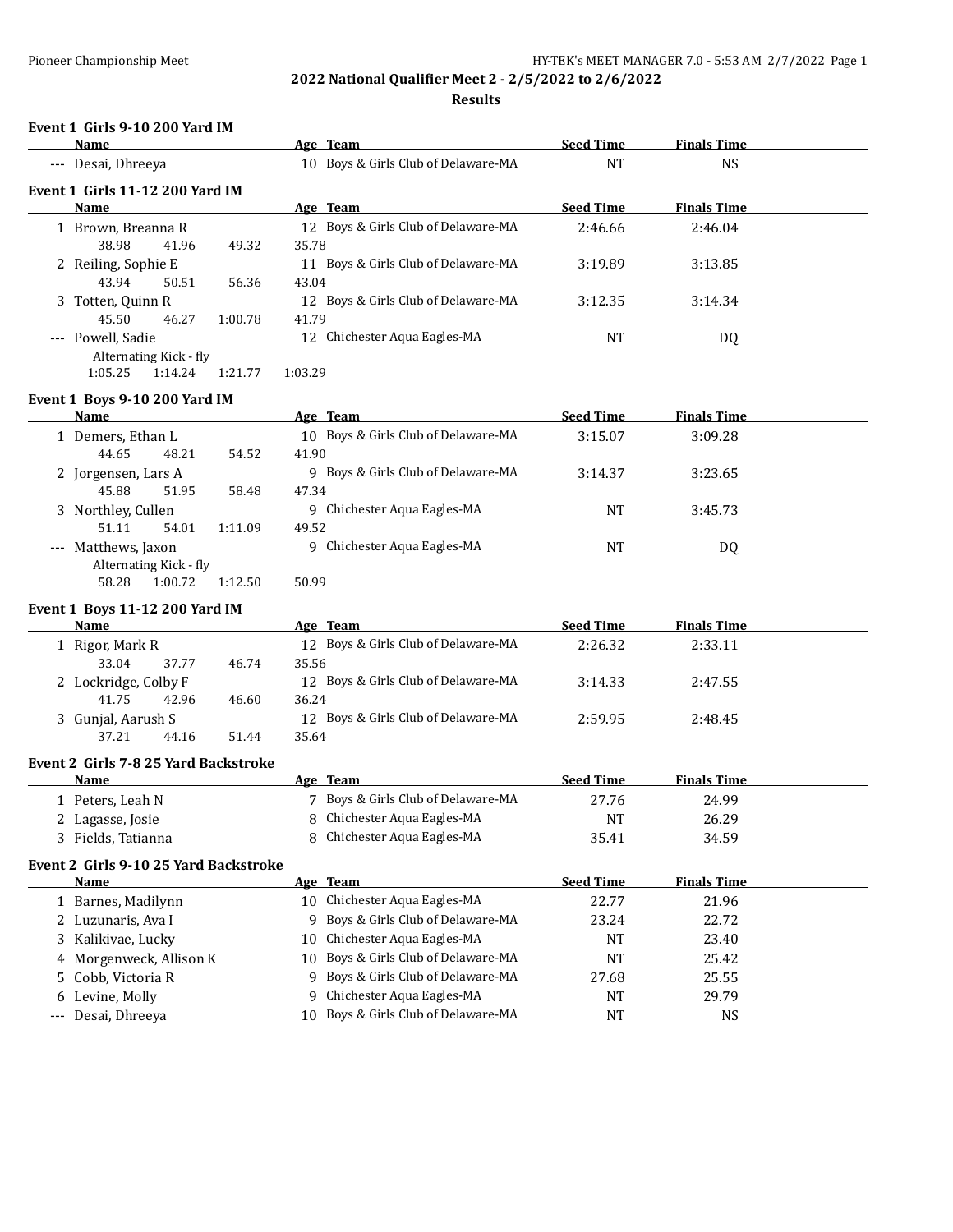## 2022 National Qualifier Meet 2 - 2/5/2022 to 2/6/2022

### Results

**Event 1 Girls 9-10 200 Yard IM**

| | Name | Age | Team | Seed Time | Finals Time |
|---|---|---|---|---|---|
| --- | Desai, Dhreeya | 10 | Boys & Girls Club of Delaware-MA | NT | NS |

**Event 1 Girls 11-12 200 Yard IM**

| | Name | Age | Team | Seed Time | Finals Time |
|---|---|---|---|---|---|
| 1 | Brown, Breanna R | 12 | Boys & Girls Club of Delaware-MA | 2:46.66 | 2:46.04 |
| | 38.98 41.96 49.32 35.78 | | | | |
| 2 | Reiling, Sophie E | 11 | Boys & Girls Club of Delaware-MA | 3:19.89 | 3:13.85 |
| | 43.94 50.51 56.36 43.04 | | | | |
| 3 | Totten, Quinn R | 12 | Boys & Girls Club of Delaware-MA | 3:12.35 | 3:14.34 |
| | 45.50 46.27 1:00.78 41.79 | | | | |
| --- | Powell, Sadie | 12 | Chichester Aqua Eagles-MA | NT | DQ |
| | Alternating Kick - fly | | | | |
| | 1:05.25 1:14.24 1:21.77 1:03.29 | | | | |

**Event 1 Boys 9-10 200 Yard IM**

| | Name | Age | Team | Seed Time | Finals Time |
|---|---|---|---|---|---|
| 1 | Demers, Ethan L | 10 | Boys & Girls Club of Delaware-MA | 3:15.07 | 3:09.28 |
| | 44.65 48.21 54.52 41.90 | | | | |
| 2 | Jorgensen, Lars A | 9 | Boys & Girls Club of Delaware-MA | 3:14.37 | 3:23.65 |
| | 45.88 51.95 58.48 47.34 | | | | |
| 3 | Northley, Cullen | 9 | Chichester Aqua Eagles-MA | NT | 3:45.73 |
| | 51.11 54.01 1:11.09 49.52 | | | | |
| --- | Matthews, Jaxon | 9 | Chichester Aqua Eagles-MA | NT | DQ |
| | Alternating Kick - fly | | | | |
| | 58.28 1:00.72 1:12.50 50.99 | | | | |

**Event 1 Boys 11-12 200 Yard IM**

| | Name | Age | Team | Seed Time | Finals Time |
|---|---|---|---|---|---|
| 1 | Rigor, Mark R | 12 | Boys & Girls Club of Delaware-MA | 2:26.32 | 2:33.11 |
| | 33.04 37.77 46.74 35.56 | | | | |
| 2 | Lockridge, Colby F | 12 | Boys & Girls Club of Delaware-MA | 3:14.33 | 2:47.55 |
| | 41.75 42.96 46.60 36.24 | | | | |
| 3 | Gunjal, Aarush S | 12 | Boys & Girls Club of Delaware-MA | 2:59.95 | 2:48.45 |
| | 37.21 44.16 51.44 35.64 | | | | |

**Event 2 Girls 7-8 25 Yard Backstroke**

| | Name | Age | Team | Seed Time | Finals Time |
|---|---|---|---|---|---|
| 1 | Peters, Leah N | 7 | Boys & Girls Club of Delaware-MA | 27.76 | 24.99 |
| 2 | Lagasse, Josie | 8 | Chichester Aqua Eagles-MA | NT | 26.29 |
| 3 | Fields, Tatianna | 8 | Chichester Aqua Eagles-MA | 35.41 | 34.59 |

**Event 2 Girls 9-10 25 Yard Backstroke**

| | Name | Age | Team | Seed Time | Finals Time |
|---|---|---|---|---|---|
| 1 | Barnes, Madilynn | 10 | Chichester Aqua Eagles-MA | 22.77 | 21.96 |
| 2 | Luzunaris, Ava I | 9 | Boys & Girls Club of Delaware-MA | 23.24 | 22.72 |
| 3 | Kalikivae, Lucky | 10 | Chichester Aqua Eagles-MA | NT | 23.40 |
| 4 | Morgenweck, Allison K | 10 | Boys & Girls Club of Delaware-MA | NT | 25.42 |
| 5 | Cobb, Victoria R | 9 | Boys & Girls Club of Delaware-MA | 27.68 | 25.55 |
| 6 | Levine, Molly | 9 | Chichester Aqua Eagles-MA | NT | 29.79 |
| --- | Desai, Dhreeya | 10 | Boys & Girls Club of Delaware-MA | NT | NS |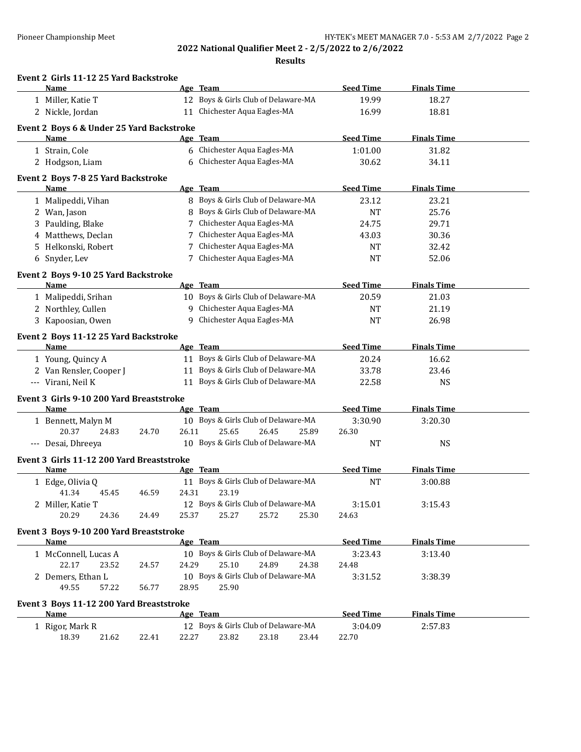2022 National Qualifier Meet 2 - 2/5/2022 to 2/6/2022

**Results**

### Event 2 Girls 11-12 25 Yard Backstroke

| | Name | Age | Team | Seed Time | Finals Time |
|---|---|---|---|---|---|
| 1 | Miller, Katie T | 12 | Boys & Girls Club of Delaware-MA | 19.99 | 18.27 |
| 2 | Nickle, Jordan | 11 | Chichester Aqua Eagles-MA | 16.99 | 18.81 |

### Event 2 Boys 6 & Under 25 Yard Backstroke

| | Name | Age | Team | Seed Time | Finals Time |
|---|---|---|---|---|---|
| 1 | Strain, Cole | 6 | Chichester Aqua Eagles-MA | 1:01.00 | 31.82 |
| 2 | Hodgson, Liam | 6 | Chichester Aqua Eagles-MA | 30.62 | 34.11 |

### Event 2 Boys 7-8 25 Yard Backstroke

| | Name | Age | Team | Seed Time | Finals Time |
|---|---|---|---|---|---|
| 1 | Malipeddi, Vihan | 8 | Boys & Girls Club of Delaware-MA | 23.12 | 23.21 |
| 2 | Wan, Jason | 8 | Boys & Girls Club of Delaware-MA | NT | 25.76 |
| 3 | Paulding, Blake | 7 | Chichester Aqua Eagles-MA | 24.75 | 29.71 |
| 4 | Matthews, Declan | 7 | Chichester Aqua Eagles-MA | 43.03 | 30.36 |
| 5 | Helkonski, Robert | 7 | Chichester Aqua Eagles-MA | NT | 32.42 |
| 6 | Snyder, Lev | 7 | Chichester Aqua Eagles-MA | NT | 52.06 |

### Event 2 Boys 9-10 25 Yard Backstroke

| | Name | Age | Team | Seed Time | Finals Time |
|---|---|---|---|---|---|
| 1 | Malipeddi, Srihan | 10 | Boys & Girls Club of Delaware-MA | 20.59 | 21.03 |
| 2 | Northley, Cullen | 9 | Chichester Aqua Eagles-MA | NT | 21.19 |
| 3 | Kapoosian, Owen | 9 | Chichester Aqua Eagles-MA | NT | 26.98 |

### Event 2 Boys 11-12 25 Yard Backstroke

| | Name | Age | Team | Seed Time | Finals Time |
|---|---|---|---|---|---|
| 1 | Young, Quincy A | 11 | Boys & Girls Club of Delaware-MA | 20.24 | 16.62 |
| 2 | Van Rensler, Cooper J | 11 | Boys & Girls Club of Delaware-MA | 33.78 | 23.46 |
| --- | Virani, Neil K | 11 | Boys & Girls Club of Delaware-MA | 22.58 | NS |

### Event 3 Girls 9-10 200 Yard Breaststroke

| | Name | Age | Team | Seed Time | Finals Time |
|---|---|---|---|---|---|
| 1 | Bennett, Malyn M | 10 | Boys & Girls Club of Delaware-MA | 3:30.90 | 3:20.30 |
| | 20.37 24.83 24.70 26.11 25.65 26.45 25.89 26.30 | | | | |
| --- | Desai, Dhreeya | 10 | Boys & Girls Club of Delaware-MA | NT | NS |

### Event 3 Girls 11-12 200 Yard Breaststroke

| | Name | Age | Team | Seed Time | Finals Time |
|---|---|---|---|---|---|
| 1 | Edge, Olivia Q | 11 | Boys & Girls Club of Delaware-MA | NT | 3:00.88 |
| | 41.34 45.45 46.59 24.31 23.19 | | | | |
| 2 | Miller, Katie T | 12 | Boys & Girls Club of Delaware-MA | 3:15.01 | 3:15.43 |
| | 20.29 24.36 24.49 25.37 25.27 25.72 25.30 24.63 | | | | |

### Event 3 Boys 9-10 200 Yard Breaststroke

| | Name | Age | Team | Seed Time | Finals Time |
|---|---|---|---|---|---|
| 1 | McConnell, Lucas A | 10 | Boys & Girls Club of Delaware-MA | 3:23.43 | 3:13.40 |
| | 22.17 23.52 24.57 24.29 25.10 24.89 24.38 24.48 | | | | |
| 2 | Demers, Ethan L | 10 | Boys & Girls Club of Delaware-MA | 3:31.52 | 3:38.39 |
| | 49.55 57.22 56.77 28.95 25.90 | | | | |

### Event 3 Boys 11-12 200 Yard Breaststroke

| | Name | Age | Team | Seed Time | Finals Time |
|---|---|---|---|---|---|
| 1 | Rigor, Mark R | 12 | Boys & Girls Club of Delaware-MA | 3:04.09 | 2:57.83 |
| | 18.39 21.62 22.41 22.27 23.82 23.18 23.44 22.70 | | | | |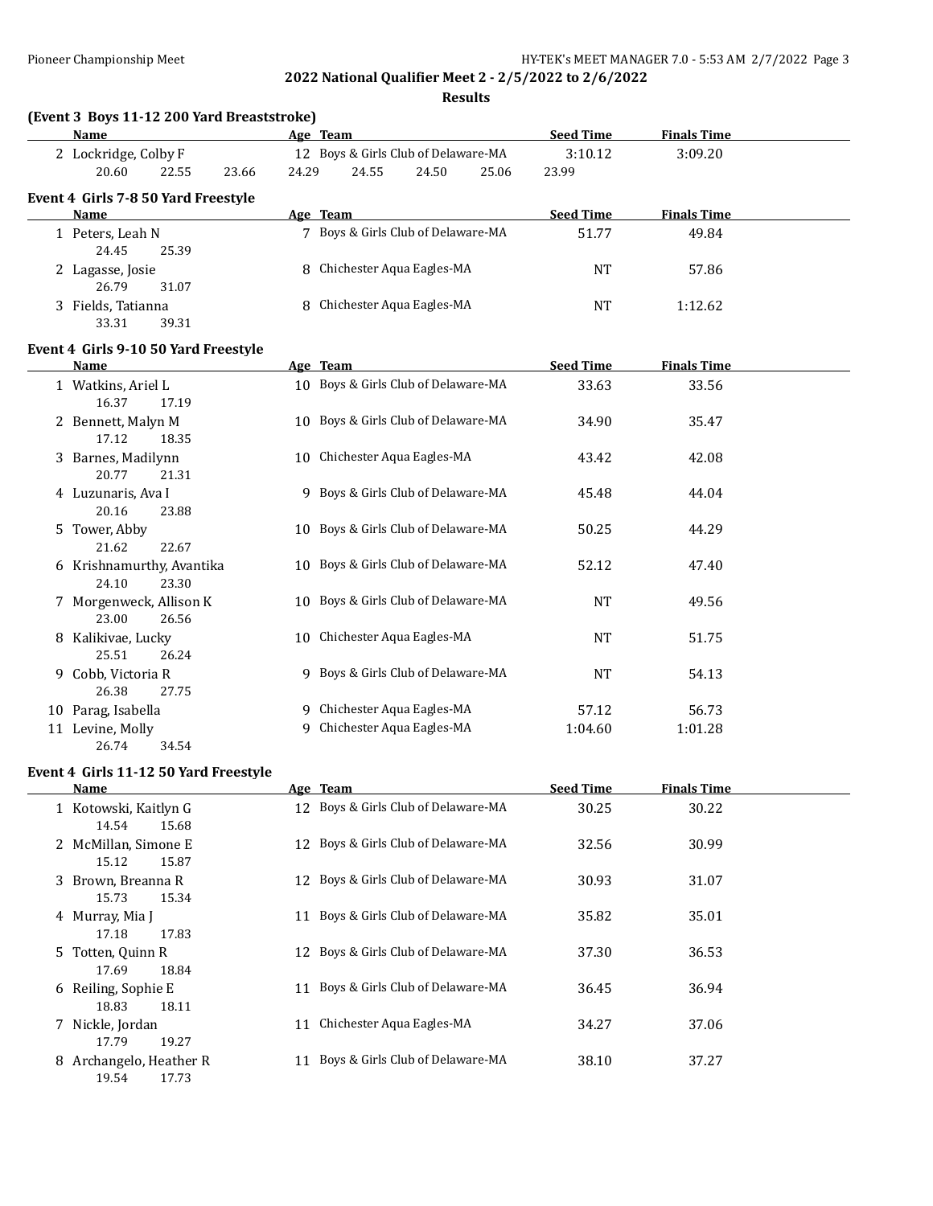## 2022 National Qualifier Meet 2 - 2/5/2022 to 2/6/2022

### Results

### (Event 3 Boys 11-12 200 Yard Breaststroke)

| | Name | Age | Team | Seed Time | Finals Time |
|---|---|---|---|---|---|
| 2 | Lockridge, Colby F | 12 | Boys & Girls Club of Delaware-MA | 3:10.12 | 3:09.20 |
| | 20.60 22.55 23.66 24.29 24.55 24.50 25.06 23.99 | | | | |

### Event 4 Girls 7-8 50 Yard Freestyle

| | Name | Age | Team | Seed Time | Finals Time |
|---|---|---|---|---|---|
| 1 | Peters, Leah N | 7 | Boys & Girls Club of Delaware-MA | 51.77 | 49.84 |
| | 24.45 25.39 | | | | |
| 2 | Lagasse, Josie | 8 | Chichester Aqua Eagles-MA | NT | 57.86 |
| | 26.79 31.07 | | | | |
| 3 | Fields, Tatianna | 8 | Chichester Aqua Eagles-MA | NT | 1:12.62 |
| | 33.31 39.31 | | | | |

### Event 4 Girls 9-10 50 Yard Freestyle

| | Name | Age | Team | Seed Time | Finals Time |
|---|---|---|---|---|---|
| 1 | Watkins, Ariel L | 10 | Boys & Girls Club of Delaware-MA | 33.63 | 33.56 |
| | 16.37 17.19 | | | | |
| 2 | Bennett, Malyn M | 10 | Boys & Girls Club of Delaware-MA | 34.90 | 35.47 |
| | 17.12 18.35 | | | | |
| 3 | Barnes, Madilynn | 10 | Chichester Aqua Eagles-MA | 43.42 | 42.08 |
| | 20.77 21.31 | | | | |
| 4 | Luzunaris, Ava I | 9 | Boys & Girls Club of Delaware-MA | 45.48 | 44.04 |
| | 20.16 23.88 | | | | |
| 5 | Tower, Abby | 10 | Boys & Girls Club of Delaware-MA | 50.25 | 44.29 |
| | 21.62 22.67 | | | | |
| 6 | Krishnamurthy, Avantika | 10 | Boys & Girls Club of Delaware-MA | 52.12 | 47.40 |
| | 24.10 23.30 | | | | |
| 7 | Morgenweck, Allison K | 10 | Boys & Girls Club of Delaware-MA | NT | 49.56 |
| | 23.00 26.56 | | | | |
| 8 | Kalikivae, Lucky | 10 | Chichester Aqua Eagles-MA | NT | 51.75 |
| | 25.51 26.24 | | | | |
| 9 | Cobb, Victoria R | 9 | Boys & Girls Club of Delaware-MA | NT | 54.13 |
| | 26.38 27.75 | | | | |
| 10 | Parag, Isabella | 9 | Chichester Aqua Eagles-MA | 57.12 | 56.73 |
| 11 | Levine, Molly | 9 | Chichester Aqua Eagles-MA | 1:04.60 | 1:01.28 |
| | 26.74 34.54 | | | | |

### Event 4 Girls 11-12 50 Yard Freestyle

| | Name | Age | Team | Seed Time | Finals Time |
|---|---|---|---|---|---|
| 1 | Kotowski, Kaitlyn G | 12 | Boys & Girls Club of Delaware-MA | 30.25 | 30.22 |
| | 14.54 15.68 | | | | |
| 2 | McMillan, Simone E | 12 | Boys & Girls Club of Delaware-MA | 32.56 | 30.99 |
| | 15.12 15.87 | | | | |
| 3 | Brown, Breanna R | 12 | Boys & Girls Club of Delaware-MA | 30.93 | 31.07 |
| | 15.73 15.34 | | | | |
| 4 | Murray, Mia J | 11 | Boys & Girls Club of Delaware-MA | 35.82 | 35.01 |
| | 17.18 17.83 | | | | |
| 5 | Totten, Quinn R | 12 | Boys & Girls Club of Delaware-MA | 37.30 | 36.53 |
| | 17.69 18.84 | | | | |
| 6 | Reiling, Sophie E | 11 | Boys & Girls Club of Delaware-MA | 36.45 | 36.94 |
| | 18.83 18.11 | | | | |
| 7 | Nickle, Jordan | 11 | Chichester Aqua Eagles-MA | 34.27 | 37.06 |
| | 17.79 19.27 | | | | |
| 8 | Archangelo, Heather R | 11 | Boys & Girls Club of Delaware-MA | 38.10 | 37.27 |
| | 19.54 17.73 | | | | |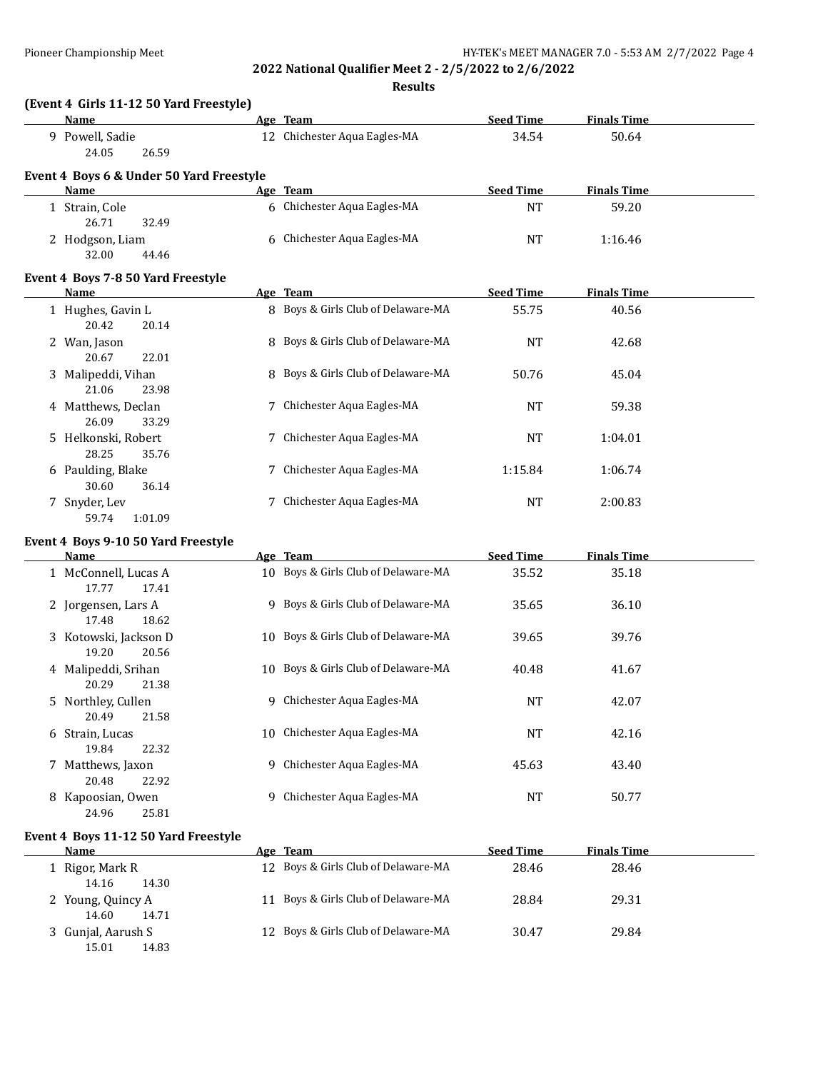## 2022 National Qualifier Meet 2 - 2/5/2022 to 2/6/2022

### Results

**(Event 4 Girls 11-12 50 Yard Freestyle)**

| | Name | Age | Team | Seed Time | Finals Time |
|---|---|---|---|---|---|
| 9 | Powell, Sadie | 12 | Chichester Aqua Eagles-MA | 34.54 | 50.64 |
| | 24.05 26.59 | | | | |

**Event 4 Boys 6 & Under 50 Yard Freestyle**

| | Name | Age | Team | Seed Time | Finals Time |
|---|---|---|---|---|---|
| 1 | Strain, Cole | 6 | Chichester Aqua Eagles-MA | NT | 59.20 |
| | 26.71 32.49 | | | | |
| 2 | Hodgson, Liam | 6 | Chichester Aqua Eagles-MA | NT | 1:16.46 |
| | 32.00 44.46 | | | | |

**Event 4 Boys 7-8 50 Yard Freestyle**

| | Name | Age | Team | Seed Time | Finals Time |
|---|---|---|---|---|---|
| 1 | Hughes, Gavin L | 8 | Boys & Girls Club of Delaware-MA | 55.75 | 40.56 |
| | 20.42 20.14 | | | | |
| 2 | Wan, Jason | 8 | Boys & Girls Club of Delaware-MA | NT | 42.68 |
| | 20.67 22.01 | | | | |
| 3 | Malipeddi, Vihan | 8 | Boys & Girls Club of Delaware-MA | 50.76 | 45.04 |
| | 21.06 23.98 | | | | |
| 4 | Matthews, Declan | 7 | Chichester Aqua Eagles-MA | NT | 59.38 |
| | 26.09 33.29 | | | | |
| 5 | Helkonski, Robert | 7 | Chichester Aqua Eagles-MA | NT | 1:04.01 |
| | 28.25 35.76 | | | | |
| 6 | Paulding, Blake | 7 | Chichester Aqua Eagles-MA | 1:15.84 | 1:06.74 |
| | 30.60 36.14 | | | | |
| 7 | Snyder, Lev | 7 | Chichester Aqua Eagles-MA | NT | 2:00.83 |
| | 59.74 1:01.09 | | | | |

**Event 4 Boys 9-10 50 Yard Freestyle**

| | Name | Age | Team | Seed Time | Finals Time |
|---|---|---|---|---|---|
| 1 | McConnell, Lucas A | 10 | Boys & Girls Club of Delaware-MA | 35.52 | 35.18 |
| | 17.77 17.41 | | | | |
| 2 | Jorgensen, Lars A | 9 | Boys & Girls Club of Delaware-MA | 35.65 | 36.10 |
| | 17.48 18.62 | | | | |
| 3 | Kotowski, Jackson D | 10 | Boys & Girls Club of Delaware-MA | 39.65 | 39.76 |
| | 19.20 20.56 | | | | |
| 4 | Malipeddi, Srihan | 10 | Boys & Girls Club of Delaware-MA | 40.48 | 41.67 |
| | 20.29 21.38 | | | | |
| 5 | Northley, Cullen | 9 | Chichester Aqua Eagles-MA | NT | 42.07 |
| | 20.49 21.58 | | | | |
| 6 | Strain, Lucas | 10 | Chichester Aqua Eagles-MA | NT | 42.16 |
| | 19.84 22.32 | | | | |
| 7 | Matthews, Jaxon | 9 | Chichester Aqua Eagles-MA | 45.63 | 43.40 |
| | 20.48 22.92 | | | | |
| 8 | Kapoosian, Owen | 9 | Chichester Aqua Eagles-MA | NT | 50.77 |
| | 24.96 25.81 | | | | |

**Event 4 Boys 11-12 50 Yard Freestyle**

| | Name | Age | Team | Seed Time | Finals Time |
|---|---|---|---|---|---|
| 1 | Rigor, Mark R | 12 | Boys & Girls Club of Delaware-MA | 28.46 | 28.46 |
| | 14.16 14.30 | | | | |
| 2 | Young, Quincy A | 11 | Boys & Girls Club of Delaware-MA | 28.84 | 29.31 |
| | 14.60 14.71 | | | | |
| 3 | Gunjal, Aarush S | 12 | Boys & Girls Club of Delaware-MA | 30.47 | 29.84 |
| | 15.01 14.83 | | | | |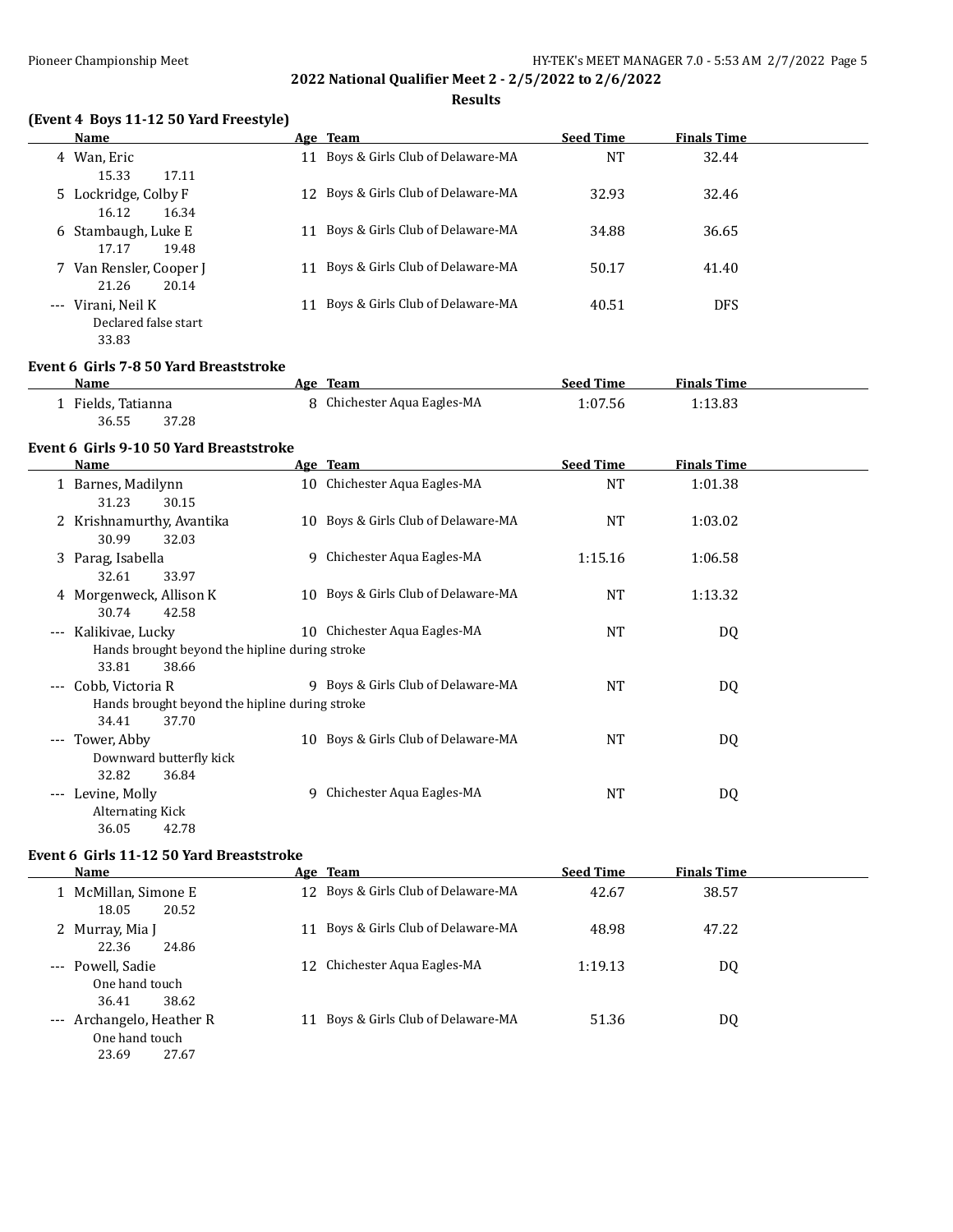## 2022 National Qualifier Meet 2 - 2/5/2022 to 2/6/2022

### Results

### (Event 4 Boys 11-12 50 Yard Freestyle)

| | Name | Age | Team | Seed Time | Finals Time |
|---|---|---|---|---|---|
| 4 | Wan, Eric | 11 | Boys & Girls Club of Delaware-MA | NT | 32.44 |
| | 15.33 17.11 | | | | |
| 5 | Lockridge, Colby F | 12 | Boys & Girls Club of Delaware-MA | 32.93 | 32.46 |
| | 16.12 16.34 | | | | |
| 6 | Stambaugh, Luke E | 11 | Boys & Girls Club of Delaware-MA | 34.88 | 36.65 |
| | 17.17 19.48 | | | | |
| 7 | Van Rensler, Cooper J | 11 | Boys & Girls Club of Delaware-MA | 50.17 | 41.40 |
| | 21.26 20.14 | | | | |
| --- | Virani, Neil K | 11 | Boys & Girls Club of Delaware-MA | 40.51 | DFS |
| | Declared false start | | | | |
| | 33.83 | | | | |

### Event 6 Girls 7-8 50 Yard Breaststroke

| | Name | Age | Team | Seed Time | Finals Time |
|---|---|---|---|---|---|
| 1 | Fields, Tatianna | 8 | Chichester Aqua Eagles-MA | 1:07.56 | 1:13.83 |
| | 36.55 37.28 | | | | |

### Event 6 Girls 9-10 50 Yard Breaststroke

| | Name | Age | Team | Seed Time | Finals Time |
|---|---|---|---|---|---|
| 1 | Barnes, Madilynn | 10 | Chichester Aqua Eagles-MA | NT | 1:01.38 |
| | 31.23 30.15 | | | | |
| 2 | Krishnamurthy, Avantika | 10 | Boys & Girls Club of Delaware-MA | NT | 1:03.02 |
| | 30.99 32.03 | | | | |
| 3 | Parag, Isabella | 9 | Chichester Aqua Eagles-MA | 1:15.16 | 1:06.58 |
| | 32.61 33.97 | | | | |
| 4 | Morgenweck, Allison K | 10 | Boys & Girls Club of Delaware-MA | NT | 1:13.32 |
| | 30.74 42.58 | | | | |
| --- | Kalikivae, Lucky | 10 | Chichester Aqua Eagles-MA | NT | DQ |
| | Hands brought beyond the hipline during stroke | | | | |
| | 33.81 38.66 | | | | |
| --- | Cobb, Victoria R | 9 | Boys & Girls Club of Delaware-MA | NT | DQ |
| | Hands brought beyond the hipline during stroke | | | | |
| | 34.41 37.70 | | | | |
| --- | Tower, Abby | 10 | Boys & Girls Club of Delaware-MA | NT | DQ |
| | Downward butterfly kick | | | | |
| | 32.82 36.84 | | | | |
| --- | Levine, Molly | 9 | Chichester Aqua Eagles-MA | NT | DQ |
| | Alternating Kick | | | | |
| | 36.05 42.78 | | | | |

### Event 6 Girls 11-12 50 Yard Breaststroke

| | Name | Age | Team | Seed Time | Finals Time |
|---|---|---|---|---|---|
| 1 | McMillan, Simone E | 12 | Boys & Girls Club of Delaware-MA | 42.67 | 38.57 |
| | 18.05 20.52 | | | | |
| 2 | Murray, Mia J | 11 | Boys & Girls Club of Delaware-MA | 48.98 | 47.22 |
| | 22.36 24.86 | | | | |
| --- | Powell, Sadie | 12 | Chichester Aqua Eagles-MA | 1:19.13 | DQ |
| | One hand touch | | | | |
| | 36.41 38.62 | | | | |
| --- | Archangelo, Heather R | 11 | Boys & Girls Club of Delaware-MA | 51.36 | DQ |
| | One hand touch | | | | |
| | 23.69 27.67 | | | | |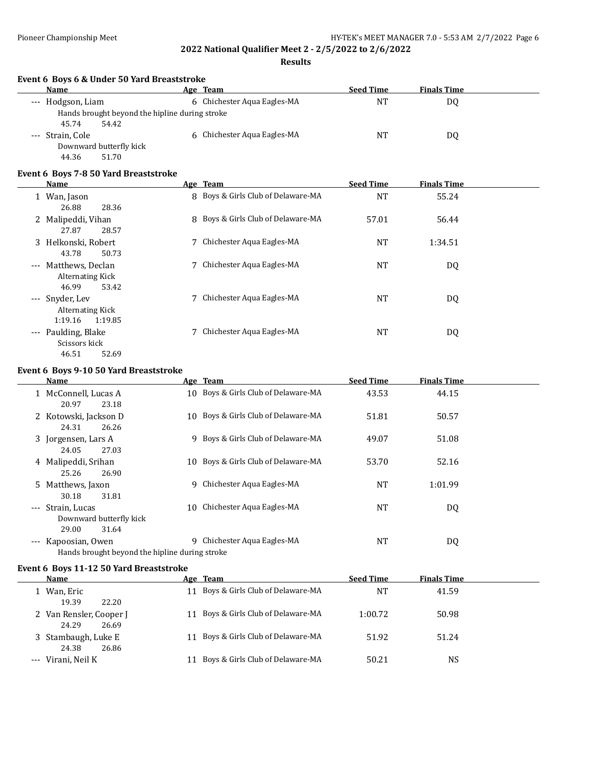## 2022 National Qualifier Meet 2 - 2/5/2022 to 2/6/2022

### Results

**Event 6 Boys 6 & Under 50 Yard Breaststroke**

| | Name | Age | Team | Seed Time | Finals Time |
|---|---|---|---|---|---|
| --- | Hodgson, Liam | 6 | Chichester Aqua Eagles-MA | NT | DQ |
| | Hands brought beyond the hipline during stroke | | | | |
| | 45.74 54.42 | | | | |
| --- | Strain, Cole | 6 | Chichester Aqua Eagles-MA | NT | DQ |
| | Downward butterfly kick | | | | |
| | 44.36 51.70 | | | | |

**Event 6 Boys 7-8 50 Yard Breaststroke**

| | Name | Age | Team | Seed Time | Finals Time |
|---|---|---|---|---|---|
| 1 | Wan, Jason | 8 | Boys & Girls Club of Delaware-MA | NT | 55.24 |
| | 26.88 28.36 | | | | |
| 2 | Malipeddi, Vihan | 8 | Boys & Girls Club of Delaware-MA | 57.01 | 56.44 |
| | 27.87 28.57 | | | | |
| 3 | Helkonski, Robert | 7 | Chichester Aqua Eagles-MA | NT | 1:34.51 |
| | 43.78 50.73 | | | | |
| --- | Matthews, Declan | 7 | Chichester Aqua Eagles-MA | NT | DQ |
| | Alternating Kick | | | | |
| | 46.99 53.42 | | | | |
| --- | Snyder, Lev | 7 | Chichester Aqua Eagles-MA | NT | DQ |
| | Alternating Kick | | | | |
| | 1:19.16 1:19.85 | | | | |
| --- | Paulding, Blake | 7 | Chichester Aqua Eagles-MA | NT | DQ |
| | Scissors kick | | | | |
| | 46.51 52.69 | | | | |

**Event 6 Boys 9-10 50 Yard Breaststroke**

| | Name | Age | Team | Seed Time | Finals Time |
|---|---|---|---|---|---|
| 1 | McConnell, Lucas A | 10 | Boys & Girls Club of Delaware-MA | 43.53 | 44.15 |
| | 20.97 23.18 | | | | |
| 2 | Kotowski, Jackson D | 10 | Boys & Girls Club of Delaware-MA | 51.81 | 50.57 |
| | 24.31 26.26 | | | | |
| 3 | Jorgensen, Lars A | 9 | Boys & Girls Club of Delaware-MA | 49.07 | 51.08 |
| | 24.05 27.03 | | | | |
| 4 | Malipeddi, Srihan | 10 | Boys & Girls Club of Delaware-MA | 53.70 | 52.16 |
| | 25.26 26.90 | | | | |
| 5 | Matthews, Jaxon | 9 | Chichester Aqua Eagles-MA | NT | 1:01.99 |
| | 30.18 31.81 | | | | |
| --- | Strain, Lucas | 10 | Chichester Aqua Eagles-MA | NT | DQ |
| | Downward butterfly kick | | | | |
| | 29.00 31.64 | | | | |
| --- | Kapoosian, Owen | 9 | Chichester Aqua Eagles-MA | NT | DQ |
| | Hands brought beyond the hipline during stroke | | | | |

**Event 6 Boys 11-12 50 Yard Breaststroke**

| | Name | Age | Team | Seed Time | Finals Time |
|---|---|---|---|---|---|
| 1 | Wan, Eric | 11 | Boys & Girls Club of Delaware-MA | NT | 41.59 |
| | 19.39 22.20 | | | | |
| 2 | Van Rensler, Cooper J | 11 | Boys & Girls Club of Delaware-MA | 1:00.72 | 50.98 |
| | 24.29 26.69 | | | | |
| 3 | Stambaugh, Luke E | 11 | Boys & Girls Club of Delaware-MA | 51.92 | 51.24 |
| | 24.38 26.86 | | | | |
| --- | Virani, Neil K | 11 | Boys & Girls Club of Delaware-MA | 50.21 | NS |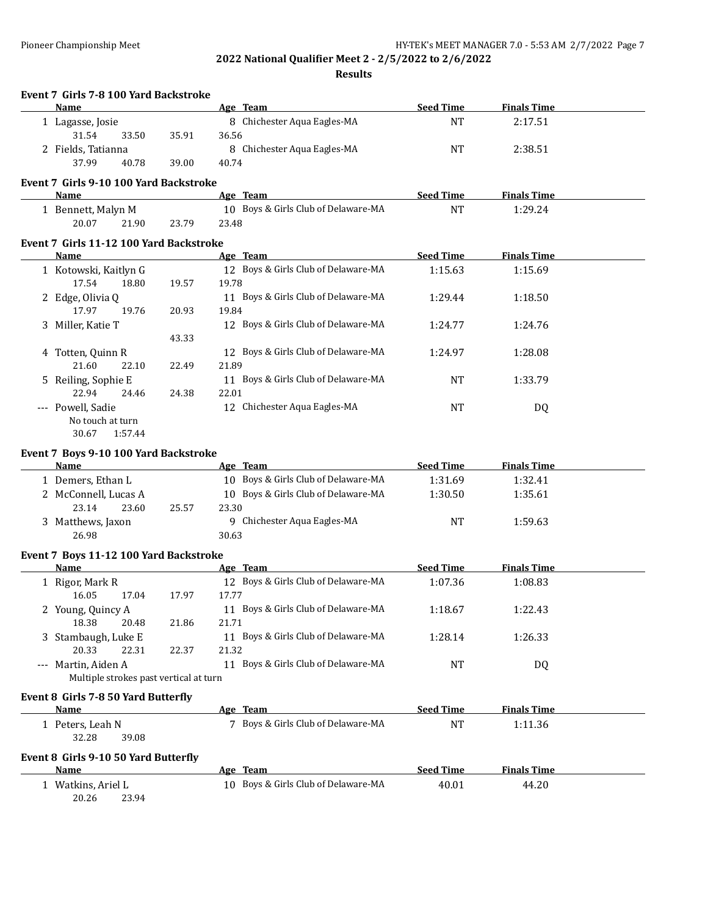## 2022 National Qualifier Meet 2 - 2/5/2022 to 2/6/2022

### Results

**Event 7 Girls 7-8 100 Yard Backstroke**

| Name | Age | Team | Seed Time | Finals Time |
|---|---|---|---|---|
| 1 Lagasse, Josie | 8 | Chichester Aqua Eagles-MA | NT | 2:17.51 |
| 31.54 33.50 35.91 36.56 | | | | |
| 2 Fields, Tatianna | 8 | Chichester Aqua Eagles-MA | NT | 2:38.51 |
| 37.99 40.78 39.00 40.74 | | | | |

**Event 7 Girls 9-10 100 Yard Backstroke**

| Name | Age | Team | Seed Time | Finals Time |
|---|---|---|---|---|
| 1 Bennett, Malyn M | 10 | Boys & Girls Club of Delaware-MA | NT | 1:29.24 |
| 20.07 21.90 23.79 23.48 | | | | |

**Event 7 Girls 11-12 100 Yard Backstroke**

| Name | Age | Team | Seed Time | Finals Time |
|---|---|---|---|---|
| 1 Kotowski, Kaitlyn G | 12 | Boys & Girls Club of Delaware-MA | 1:15.63 | 1:15.69 |
| 17.54 18.80 19.57 19.78 | | | | |
| 2 Edge, Olivia Q | 11 | Boys & Girls Club of Delaware-MA | 1:29.44 | 1:18.50 |
| 17.97 19.76 20.93 19.84 | | | | |
| 3 Miller, Katie T | 12 | Boys & Girls Club of Delaware-MA | 1:24.77 | 1:24.76 |
| 43.33 | | | | |
| 4 Totten, Quinn R | 12 | Boys & Girls Club of Delaware-MA | 1:24.97 | 1:28.08 |
| 21.60 22.10 22.49 21.89 | | | | |
| 5 Reiling, Sophie E | 11 | Boys & Girls Club of Delaware-MA | NT | 1:33.79 |
| 22.94 24.46 24.38 22.01 | | | | |
| --- Powell, Sadie | 12 | Chichester Aqua Eagles-MA | NT | DQ |
| No touch at turn | | | | |
| 30.67 1:57.44 | | | | |

**Event 7 Boys 9-10 100 Yard Backstroke**

| Name | Age | Team | Seed Time | Finals Time |
|---|---|---|---|---|
| 1 Demers, Ethan L | 10 | Boys & Girls Club of Delaware-MA | 1:31.69 | 1:32.41 |
| 2 McConnell, Lucas A | 10 | Boys & Girls Club of Delaware-MA | 1:30.50 | 1:35.61 |
| 23.14 23.60 25.57 23.30 | | | | |
| 3 Matthews, Jaxon | 9 | Chichester Aqua Eagles-MA | NT | 1:59.63 |
| 26.98 30.63 | | | | |

**Event 7 Boys 11-12 100 Yard Backstroke**

| Name | Age | Team | Seed Time | Finals Time |
|---|---|---|---|---|
| 1 Rigor, Mark R | 12 | Boys & Girls Club of Delaware-MA | 1:07.36 | 1:08.83 |
| 16.05 17.04 17.97 17.77 | | | | |
| 2 Young, Quincy A | 11 | Boys & Girls Club of Delaware-MA | 1:18.67 | 1:22.43 |
| 18.38 20.48 21.86 21.71 | | | | |
| 3 Stambaugh, Luke E | 11 | Boys & Girls Club of Delaware-MA | 1:28.14 | 1:26.33 |
| 20.33 22.31 22.37 21.32 | | | | |
| --- Martin, Aiden A | 11 | Boys & Girls Club of Delaware-MA | NT | DQ |
| Multiple strokes past vertical at turn | | | | |

**Event 8 Girls 7-8 50 Yard Butterfly**

| Name | Age | Team | Seed Time | Finals Time |
|---|---|---|---|---|
| 1 Peters, Leah N | 7 | Boys & Girls Club of Delaware-MA | NT | 1:11.36 |
| 32.28 39.08 | | | | |

**Event 8 Girls 9-10 50 Yard Butterfly**

| Name | Age | Team | Seed Time | Finals Time |
|---|---|---|---|---|
| 1 Watkins, Ariel L | 10 | Boys & Girls Club of Delaware-MA | 40.01 | 44.20 |
| 20.26 23.94 | | | | |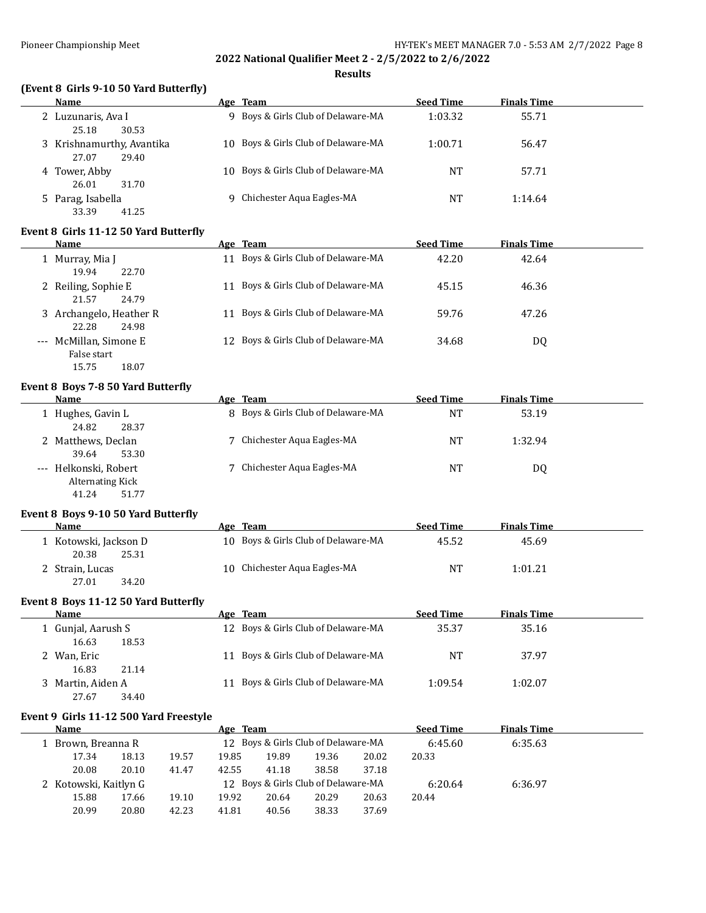## 2022 National Qualifier Meet 2 - 2/5/2022 to 2/6/2022

### Results

#### (Event 8 Girls 9-10 50 Yard Butterfly)

| | Name | Age | Team | Seed Time | Finals Time |
|---|---|---|---|---|---|
| 2 | Luzunaris, Ava I | 9 | Boys & Girls Club of Delaware-MA | 1:03.32 | 55.71 |
| | 25.18 30.53 | | | | |
| 3 | Krishnamurthy, Avantika | 10 | Boys & Girls Club of Delaware-MA | 1:00.71 | 56.47 |
| | 27.07 29.40 | | | | |
| 4 | Tower, Abby | 10 | Boys & Girls Club of Delaware-MA | NT | 57.71 |
| | 26.01 31.70 | | | | |
| 5 | Parag, Isabella | 9 | Chichester Aqua Eagles-MA | NT | 1:14.64 |
| | 33.39 41.25 | | | | |

#### Event 8 Girls 11-12 50 Yard Butterfly

| | Name | Age | Team | Seed Time | Finals Time |
|---|---|---|---|---|---|
| 1 | Murray, Mia J | 11 | Boys & Girls Club of Delaware-MA | 42.20 | 42.64 |
| | 19.94 22.70 | | | | |
| 2 | Reiling, Sophie E | 11 | Boys & Girls Club of Delaware-MA | 45.15 | 46.36 |
| | 21.57 24.79 | | | | |
| 3 | Archangelo, Heather R | 11 | Boys & Girls Club of Delaware-MA | 59.76 | 47.26 |
| | 22.28 24.98 | | | | |
| --- | McMillan, Simone E | 12 | Boys & Girls Club of Delaware-MA | 34.68 | DQ |
| | False start | | | | |
| | 15.75 18.07 | | | | |

#### Event 8 Boys 7-8 50 Yard Butterfly

| | Name | Age | Team | Seed Time | Finals Time |
|---|---|---|---|---|---|
| 1 | Hughes, Gavin L | 8 | Boys & Girls Club of Delaware-MA | NT | 53.19 |
| | 24.82 28.37 | | | | |
| 2 | Matthews, Declan | 7 | Chichester Aqua Eagles-MA | NT | 1:32.94 |
| | 39.64 53.30 | | | | |
| --- | Helkonski, Robert | 7 | Chichester Aqua Eagles-MA | NT | DQ |
| | Alternating Kick | | | | |
| | 41.24 51.77 | | | | |

#### Event 8 Boys 9-10 50 Yard Butterfly

| | Name | Age | Team | Seed Time | Finals Time |
|---|---|---|---|---|---|
| 1 | Kotowski, Jackson D | 10 | Boys & Girls Club of Delaware-MA | 45.52 | 45.69 |
| | 20.38 25.31 | | | | |
| 2 | Strain, Lucas | 10 | Chichester Aqua Eagles-MA | NT | 1:01.21 |
| | 27.01 34.20 | | | | |

#### Event 8 Boys 11-12 50 Yard Butterfly

| | Name | Age | Team | Seed Time | Finals Time |
|---|---|---|---|---|---|
| 1 | Gunjal, Aarush S | 12 | Boys & Girls Club of Delaware-MA | 35.37 | 35.16 |
| | 16.63 18.53 | | | | |
| 2 | Wan, Eric | 11 | Boys & Girls Club of Delaware-MA | NT | 37.97 |
| | 16.83 21.14 | | | | |
| 3 | Martin, Aiden A | 11 | Boys & Girls Club of Delaware-MA | 1:09.54 | 1:02.07 |
| | 27.67 34.40 | | | | |

#### Event 9 Girls 11-12 500 Yard Freestyle

| | Name | Age | Team | Seed Time | Finals Time |
|---|---|---|---|---|---|
| 1 | Brown, Breanna R | 12 | Boys & Girls Club of Delaware-MA | 6:45.60 | 6:35.63 |
| | 17.34 18.13 19.57 19.85 19.89 19.36 20.02 20.33 | | | | |
| | 20.08 20.10 41.47 42.55 41.18 38.58 37.18 | | | | |
| 2 | Kotowski, Kaitlyn G | 12 | Boys & Girls Club of Delaware-MA | 6:20.64 | 6:36.97 |
| | 15.88 17.66 19.10 19.92 20.64 20.29 20.63 20.44 | | | | |
| | 20.99 20.80 42.23 41.81 40.56 38.33 37.69 | | | | |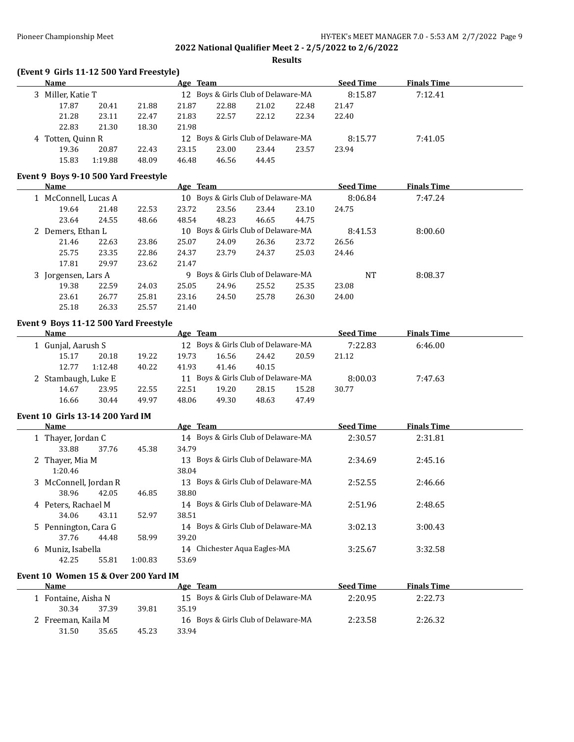**2022 National Qualifier Meet 2 - 2/5/2022 to 2/6/2022**

**Results**

## (Event 9 Girls 11-12 500 Yard Freestyle)

| | Name | Age | Team | Seed Time | Finals Time |
|---|---|---|---|---|---|
| 3 | Miller, Katie T | 12 | Boys & Girls Club of Delaware-MA | 8:15.87 | 7:12.41 |
| | 17.87 20.41 21.88 21.87 22.88 21.02 22.48 21.47 | | | | |
| | 21.28 23.11 22.47 21.83 22.57 22.12 22.34 22.40 | | | | |
| | 22.83 21.30 18.30 21.98 | | | | |
| 4 | Totten, Quinn R | 12 | Boys & Girls Club of Delaware-MA | 8:15.77 | 7:41.05 |
| | 19.36 20.87 22.43 23.15 23.00 23.44 23.57 23.94 | | | | |
| | 15.83 1:19.88 48.09 46.48 46.56 44.45 | | | | |

## Event 9 Boys 9-10 500 Yard Freestyle

| | Name | Age | Team | Seed Time | Finals Time |
|---|---|---|---|---|---|
| 1 | McConnell, Lucas A | 10 | Boys & Girls Club of Delaware-MA | 8:06.84 | 7:47.24 |
| | 19.64 21.48 22.53 23.72 23.56 23.44 23.10 24.75 | | | | |
| | 23.64 24.55 48.66 48.54 48.23 46.65 44.75 | | | | |
| 2 | Demers, Ethan L | 10 | Boys & Girls Club of Delaware-MA | 8:41.53 | 8:00.60 |
| | 21.46 22.63 23.86 25.07 24.09 26.36 23.72 26.56 | | | | |
| | 25.75 23.35 22.86 24.37 23.79 24.37 25.03 24.46 | | | | |
| | 17.81 29.97 23.62 21.47 | | | | |
| 3 | Jorgensen, Lars A | 9 | Boys & Girls Club of Delaware-MA | NT | 8:08.37 |
| | 19.38 22.59 24.03 25.05 24.96 25.52 25.35 23.08 | | | | |
| | 23.61 26.77 25.81 23.16 24.50 25.78 26.30 24.00 | | | | |
| | 25.18 26.33 25.57 21.40 | | | | |

## Event 9 Boys 11-12 500 Yard Freestyle

| | Name | Age | Team | Seed Time | Finals Time |
|---|---|---|---|---|---|
| 1 | Gunjal, Aarush S | 12 | Boys & Girls Club of Delaware-MA | 7:22.83 | 6:46.00 |
| | 15.17 20.18 19.22 19.73 16.56 24.42 20.59 21.12 | | | | |
| | 12.77 1:12.48 40.22 41.93 41.46 40.15 | | | | |
| 2 | Stambaugh, Luke E | 11 | Boys & Girls Club of Delaware-MA | 8:00.03 | 7:47.63 |
| | 14.67 23.95 22.55 22.51 19.20 28.15 15.28 30.77 | | | | |
| | 16.66 30.44 49.97 48.06 49.30 48.63 47.49 | | | | |

## Event 10 Girls 13-14 200 Yard IM

| | Name | Age | Team | Seed Time | Finals Time |
|---|---|---|---|---|---|
| 1 | Thayer, Jordan C | 14 | Boys & Girls Club of Delaware-MA | 2:30.57 | 2:31.81 |
| | 33.88 37.76 45.38 34.79 | | | | |
| 2 | Thayer, Mia M | 13 | Boys & Girls Club of Delaware-MA | 2:34.69 | 2:45.16 |
| | 1:20.46 38.04 | | | | |
| 3 | McConnell, Jordan R | 13 | Boys & Girls Club of Delaware-MA | 2:52.55 | 2:46.66 |
| | 38.96 42.05 46.85 38.80 | | | | |
| 4 | Peters, Rachael M | 14 | Boys & Girls Club of Delaware-MA | 2:51.96 | 2:48.65 |
| | 34.06 43.11 52.97 38.51 | | | | |
| 5 | Pennington, Cara G | 14 | Boys & Girls Club of Delaware-MA | 3:02.13 | 3:00.43 |
| | 37.76 44.48 58.99 39.20 | | | | |
| 6 | Muniz, Isabella | 14 | Chichester Aqua Eagles-MA | 3:25.67 | 3:32.58 |
| | 42.25 55.81 1:00.83 53.69 | | | | |

## Event 10 Women 15 & Over 200 Yard IM

| | Name | Age | Team | Seed Time | Finals Time |
|---|---|---|---|---|---|
| 1 | Fontaine, Aisha N | 15 | Boys & Girls Club of Delaware-MA | 2:20.95 | 2:22.73 |
| | 30.34 37.39 39.81 35.19 | | | | |
| 2 | Freeman, Kaila M | 16 | Boys & Girls Club of Delaware-MA | 2:23.58 | 2:26.32 |
| | 31.50 35.65 45.23 33.94 | | | | |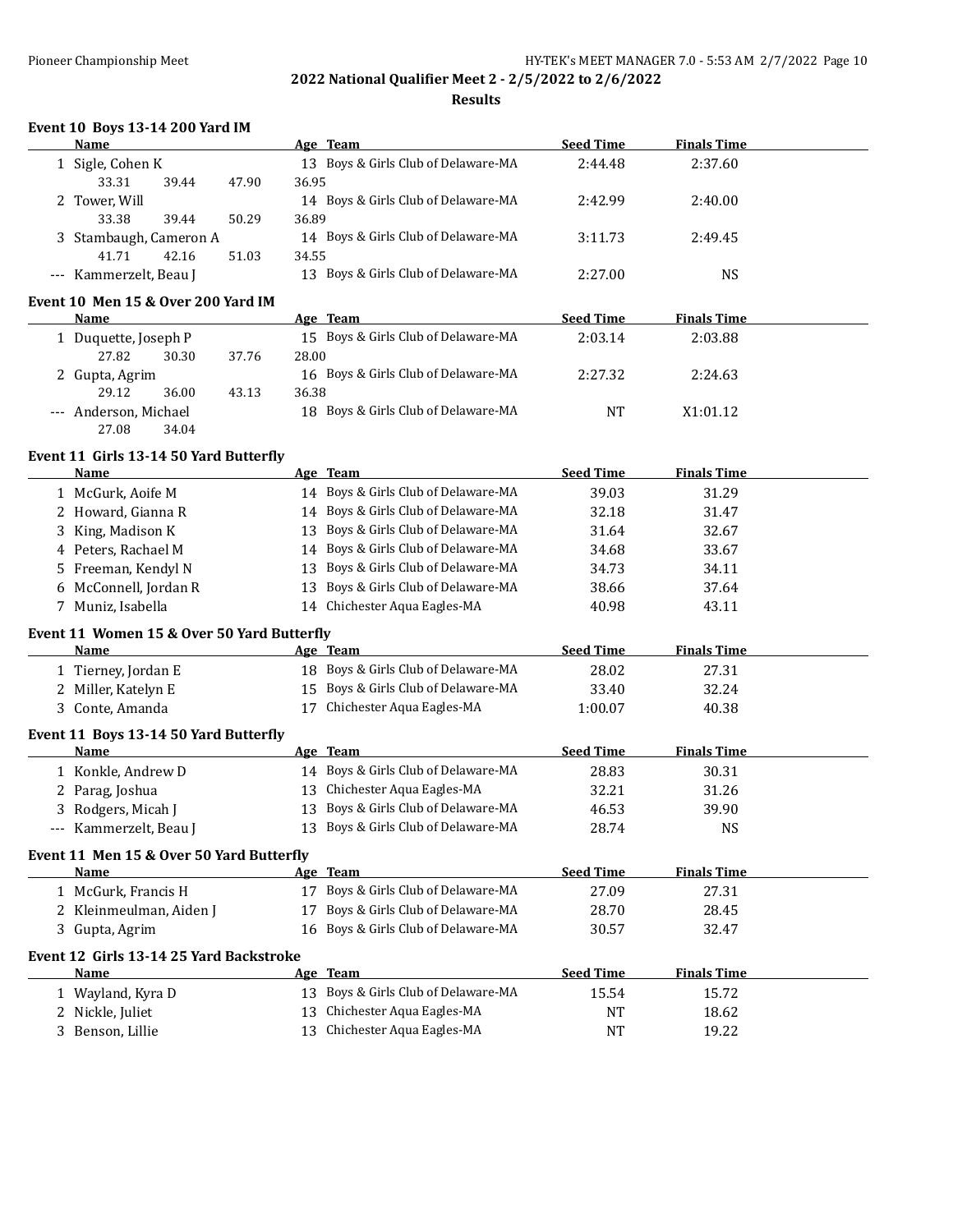## 2022 National Qualifier Meet 2 - 2/5/2022 to 2/6/2022

### Results

**Event 10 Boys 13-14 200 Yard IM**

| | Name | Age | Team | Seed Time | Finals Time |
|---|---|---|---|---|---|
| 1 | Sigle, Cohen K | 13 | Boys & Girls Club of Delaware-MA | 2:44.48 | 2:37.60 |
| | 33.31 39.44 47.90 36.95 | | | | |
| 2 | Tower, Will | 14 | Boys & Girls Club of Delaware-MA | 2:42.99 | 2:40.00 |
| | 33.38 39.44 50.29 36.89 | | | | |
| 3 | Stambaugh, Cameron A | 14 | Boys & Girls Club of Delaware-MA | 3:11.73 | 2:49.45 |
| | 41.71 42.16 51.03 34.55 | | | | |
| --- | Kammerzelt, Beau J | 13 | Boys & Girls Club of Delaware-MA | 2:27.00 | NS |

**Event 10 Men 15 & Over 200 Yard IM**

| | Name | Age | Team | Seed Time | Finals Time |
|---|---|---|---|---|---|
| 1 | Duquette, Joseph P | 15 | Boys & Girls Club of Delaware-MA | 2:03.14 | 2:03.88 |
| | 27.82 30.30 37.76 28.00 | | | | |
| 2 | Gupta, Agrim | 16 | Boys & Girls Club of Delaware-MA | 2:27.32 | 2:24.63 |
| | 29.12 36.00 43.13 36.38 | | | | |
| --- | Anderson, Michael | 18 | Boys & Girls Club of Delaware-MA | NT | X1:01.12 |
| | 27.08 34.04 | | | | |

**Event 11 Girls 13-14 50 Yard Butterfly**

| | Name | Age | Team | Seed Time | Finals Time |
|---|---|---|---|---|---|
| 1 | McGurk, Aoife M | 14 | Boys & Girls Club of Delaware-MA | 39.03 | 31.29 |
| 2 | Howard, Gianna R | 14 | Boys & Girls Club of Delaware-MA | 32.18 | 31.47 |
| 3 | King, Madison K | 13 | Boys & Girls Club of Delaware-MA | 31.64 | 32.67 |
| 4 | Peters, Rachael M | 14 | Boys & Girls Club of Delaware-MA | 34.68 | 33.67 |
| 5 | Freeman, Kendyl N | 13 | Boys & Girls Club of Delaware-MA | 34.73 | 34.11 |
| 6 | McConnell, Jordan R | 13 | Boys & Girls Club of Delaware-MA | 38.66 | 37.64 |
| 7 | Muniz, Isabella | 14 | Chichester Aqua Eagles-MA | 40.98 | 43.11 |

**Event 11 Women 15 & Over 50 Yard Butterfly**

| | Name | Age | Team | Seed Time | Finals Time |
|---|---|---|---|---|---|
| 1 | Tierney, Jordan E | 18 | Boys & Girls Club of Delaware-MA | 28.02 | 27.31 |
| 2 | Miller, Katelyn E | 15 | Boys & Girls Club of Delaware-MA | 33.40 | 32.24 |
| 3 | Conte, Amanda | 17 | Chichester Aqua Eagles-MA | 1:00.07 | 40.38 |

**Event 11 Boys 13-14 50 Yard Butterfly**

| | Name | Age | Team | Seed Time | Finals Time |
|---|---|---|---|---|---|
| 1 | Konkle, Andrew D | 14 | Boys & Girls Club of Delaware-MA | 28.83 | 30.31 |
| 2 | Parag, Joshua | 13 | Chichester Aqua Eagles-MA | 32.21 | 31.26 |
| 3 | Rodgers, Micah J | 13 | Boys & Girls Club of Delaware-MA | 46.53 | 39.90 |
| --- | Kammerzelt, Beau J | 13 | Boys & Girls Club of Delaware-MA | 28.74 | NS |

**Event 11 Men 15 & Over 50 Yard Butterfly**

| | Name | Age | Team | Seed Time | Finals Time |
|---|---|---|---|---|---|
| 1 | McGurk, Francis H | 17 | Boys & Girls Club of Delaware-MA | 27.09 | 27.31 |
| 2 | Kleinmeulman, Aiden J | 17 | Boys & Girls Club of Delaware-MA | 28.70 | 28.45 |
| 3 | Gupta, Agrim | 16 | Boys & Girls Club of Delaware-MA | 30.57 | 32.47 |

**Event 12 Girls 13-14 25 Yard Backstroke**

| | Name | Age | Team | Seed Time | Finals Time |
|---|---|---|---|---|---|
| 1 | Wayland, Kyra D | 13 | Boys & Girls Club of Delaware-MA | 15.54 | 15.72 |
| 2 | Nickle, Juliet | 13 | Chichester Aqua Eagles-MA | NT | 18.62 |
| 3 | Benson, Lillie | 13 | Chichester Aqua Eagles-MA | NT | 19.22 |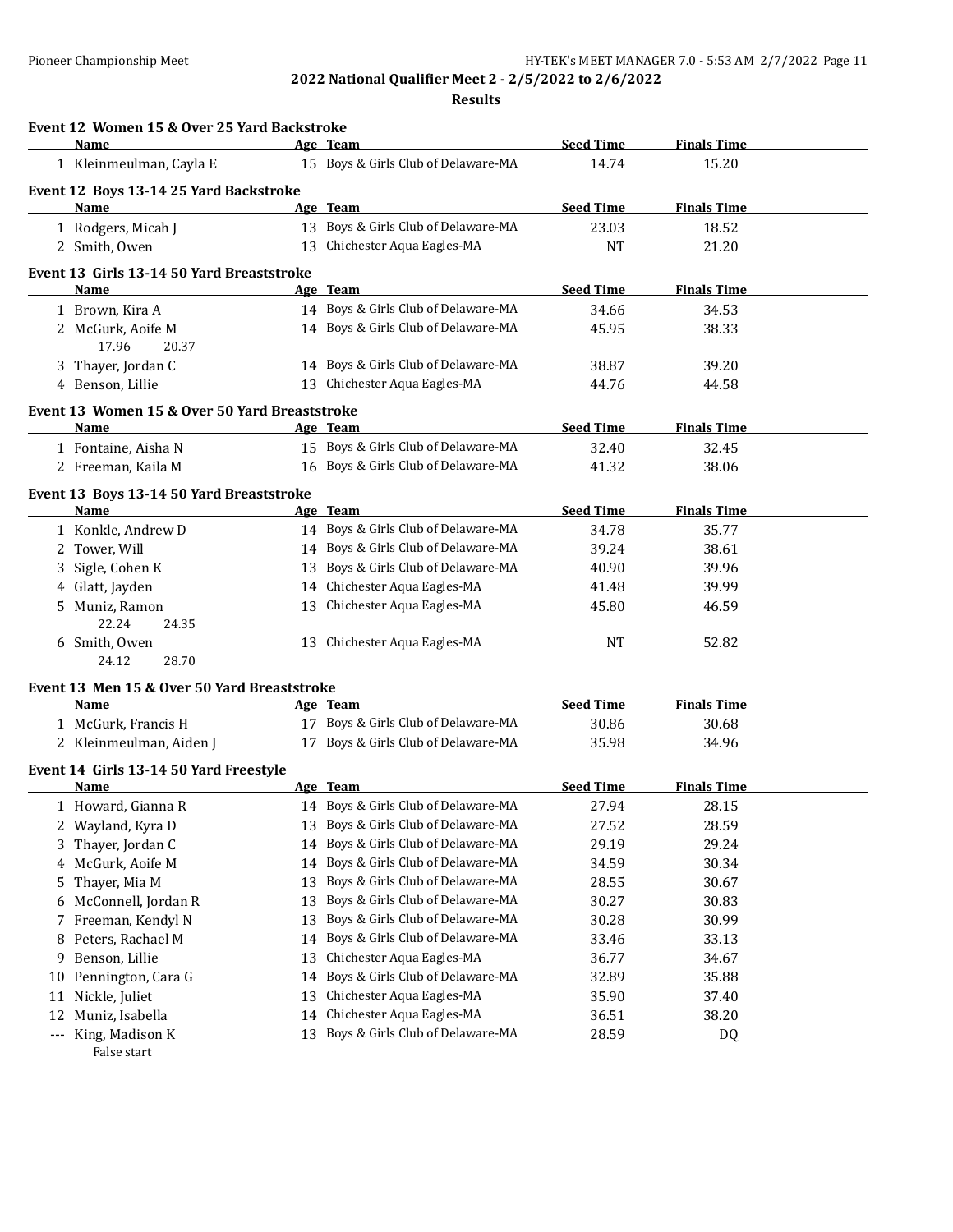## 2022 National Qualifier Meet 2 - 2/5/2022 to 2/6/2022

### Results

#### Event 12 Women 15 & Over 25 Yard Backstroke

| | Name | Age | Team | Seed Time | Finals Time |
|---|---|---|---|---|---|
| 1 | Kleinmeulman, Cayla E | 15 | Boys & Girls Club of Delaware-MA | 14.74 | 15.20 |

#### Event 12 Boys 13-14 25 Yard Backstroke

| | Name | Age | Team | Seed Time | Finals Time |
|---|---|---|---|---|---|
| 1 | Rodgers, Micah J | 13 | Boys & Girls Club of Delaware-MA | 23.03 | 18.52 |
| 2 | Smith, Owen | 13 | Chichester Aqua Eagles-MA | NT | 21.20 |

#### Event 13 Girls 13-14 50 Yard Breaststroke

| | Name | Age | Team | Seed Time | Finals Time |
|---|---|---|---|---|---|
| 1 | Brown, Kira A | 14 | Boys & Girls Club of Delaware-MA | 34.66 | 34.53 |
| 2 | McGurk, Aoife M | 14 | Boys & Girls Club of Delaware-MA | 45.95 | 38.33 |
| | 17.96 20.37 | | | | |
| 3 | Thayer, Jordan C | 14 | Boys & Girls Club of Delaware-MA | 38.87 | 39.20 |
| 4 | Benson, Lillie | 13 | Chichester Aqua Eagles-MA | 44.76 | 44.58 |

#### Event 13 Women 15 & Over 50 Yard Breaststroke

| | Name | Age | Team | Seed Time | Finals Time |
|---|---|---|---|---|---|
| 1 | Fontaine, Aisha N | 15 | Boys & Girls Club of Delaware-MA | 32.40 | 32.45 |
| 2 | Freeman, Kaila M | 16 | Boys & Girls Club of Delaware-MA | 41.32 | 38.06 |

#### Event 13 Boys 13-14 50 Yard Breaststroke

| | Name | Age | Team | Seed Time | Finals Time |
|---|---|---|---|---|---|
| 1 | Konkle, Andrew D | 14 | Boys & Girls Club of Delaware-MA | 34.78 | 35.77 |
| 2 | Tower, Will | 14 | Boys & Girls Club of Delaware-MA | 39.24 | 38.61 |
| 3 | Sigle, Cohen K | 13 | Boys & Girls Club of Delaware-MA | 40.90 | 39.96 |
| 4 | Glatt, Jayden | 14 | Chichester Aqua Eagles-MA | 41.48 | 39.99 |
| 5 | Muniz, Ramon | 13 | Chichester Aqua Eagles-MA | 45.80 | 46.59 |
| | 22.24 24.35 | | | | |
| 6 | Smith, Owen | 13 | Chichester Aqua Eagles-MA | NT | 52.82 |
| | 24.12 28.70 | | | | |

#### Event 13 Men 15 & Over 50 Yard Breaststroke

| | Name | Age | Team | Seed Time | Finals Time |
|---|---|---|---|---|---|
| 1 | McGurk, Francis H | 17 | Boys & Girls Club of Delaware-MA | 30.86 | 30.68 |
| 2 | Kleinmeulman, Aiden J | 17 | Boys & Girls Club of Delaware-MA | 35.98 | 34.96 |

#### Event 14 Girls 13-14 50 Yard Freestyle

| | Name | Age | Team | Seed Time | Finals Time |
|---|---|---|---|---|---|
| 1 | Howard, Gianna R | 14 | Boys & Girls Club of Delaware-MA | 27.94 | 28.15 |
| 2 | Wayland, Kyra D | 13 | Boys & Girls Club of Delaware-MA | 27.52 | 28.59 |
| 3 | Thayer, Jordan C | 14 | Boys & Girls Club of Delaware-MA | 29.19 | 29.24 |
| 4 | McGurk, Aoife M | 14 | Boys & Girls Club of Delaware-MA | 34.59 | 30.34 |
| 5 | Thayer, Mia M | 13 | Boys & Girls Club of Delaware-MA | 28.55 | 30.67 |
| 6 | McConnell, Jordan R | 13 | Boys & Girls Club of Delaware-MA | 30.27 | 30.83 |
| 7 | Freeman, Kendyl N | 13 | Boys & Girls Club of Delaware-MA | 30.28 | 30.99 |
| 8 | Peters, Rachael M | 14 | Boys & Girls Club of Delaware-MA | 33.46 | 33.13 |
| 9 | Benson, Lillie | 13 | Chichester Aqua Eagles-MA | 36.77 | 34.67 |
| 10 | Pennington, Cara G | 14 | Boys & Girls Club of Delaware-MA | 32.89 | 35.88 |
| 11 | Nickle, Juliet | 13 | Chichester Aqua Eagles-MA | 35.90 | 37.40 |
| 12 | Muniz, Isabella | 14 | Chichester Aqua Eagles-MA | 36.51 | 38.20 |
| --- | King, Madison K | 13 | Boys & Girls Club of Delaware-MA | 28.59 | DQ |
| | False start | | | | |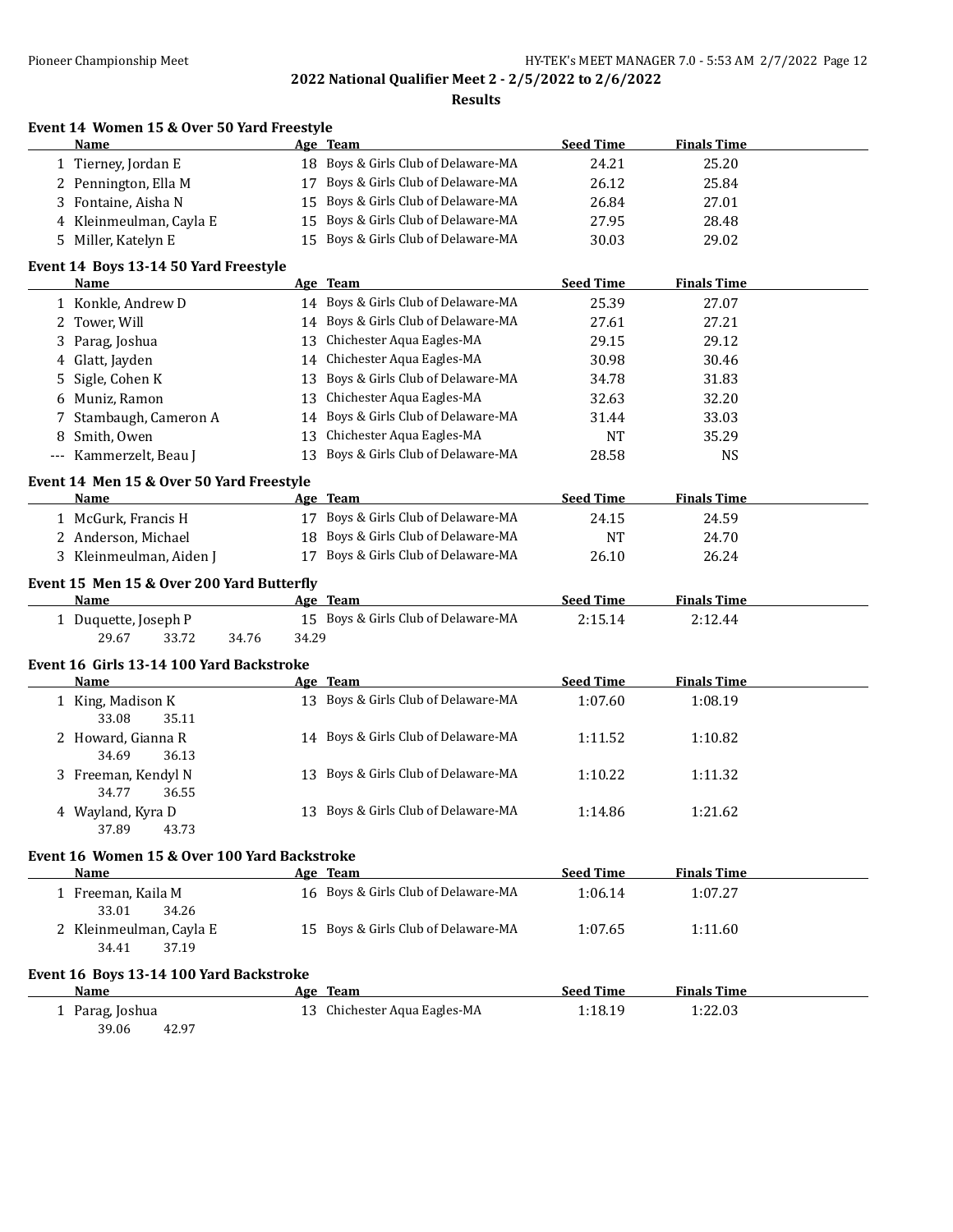## 2022 National Qualifier Meet 2 - 2/5/2022 to 2/6/2022

### Results

**Event 14 Women 15 & Over 50 Yard Freestyle**

| | Name | Age | Team | Seed Time | Finals Time |
|---|---|---|---|---|---|
| 1 | Tierney, Jordan E | 18 | Boys & Girls Club of Delaware-MA | 24.21 | 25.20 |
| 2 | Pennington, Ella M | 17 | Boys & Girls Club of Delaware-MA | 26.12 | 25.84 |
| 3 | Fontaine, Aisha N | 15 | Boys & Girls Club of Delaware-MA | 26.84 | 27.01 |
| 4 | Kleinmeulman, Cayla E | 15 | Boys & Girls Club of Delaware-MA | 27.95 | 28.48 |
| 5 | Miller, Katelyn E | 15 | Boys & Girls Club of Delaware-MA | 30.03 | 29.02 |

**Event 14 Boys 13-14 50 Yard Freestyle**

| | Name | Age | Team | Seed Time | Finals Time |
|---|---|---|---|---|---|
| 1 | Konkle, Andrew D | 14 | Boys & Girls Club of Delaware-MA | 25.39 | 27.07 |
| 2 | Tower, Will | 14 | Boys & Girls Club of Delaware-MA | 27.61 | 27.21 |
| 3 | Parag, Joshua | 13 | Chichester Aqua Eagles-MA | 29.15 | 29.12 |
| 4 | Glatt, Jayden | 14 | Chichester Aqua Eagles-MA | 30.98 | 30.46 |
| 5 | Sigle, Cohen K | 13 | Boys & Girls Club of Delaware-MA | 34.78 | 31.83 |
| 6 | Muniz, Ramon | 13 | Chichester Aqua Eagles-MA | 32.63 | 32.20 |
| 7 | Stambaugh, Cameron A | 14 | Boys & Girls Club of Delaware-MA | 31.44 | 33.03 |
| 8 | Smith, Owen | 13 | Chichester Aqua Eagles-MA | NT | 35.29 |
| --- | Kammerzelt, Beau J | 13 | Boys & Girls Club of Delaware-MA | 28.58 | NS |

**Event 14 Men 15 & Over 50 Yard Freestyle**

| | Name | Age | Team | Seed Time | Finals Time |
|---|---|---|---|---|---|
| 1 | McGurk, Francis H | 17 | Boys & Girls Club of Delaware-MA | 24.15 | 24.59 |
| 2 | Anderson, Michael | 18 | Boys & Girls Club of Delaware-MA | NT | 24.70 |
| 3 | Kleinmeulman, Aiden J | 17 | Boys & Girls Club of Delaware-MA | 26.10 | 26.24 |

**Event 15 Men 15 & Over 200 Yard Butterfly**

| | Name | Age | Team | Seed Time | Finals Time |
|---|---|---|---|---|---|
| 1 | Duquette, Joseph P | 15 | Boys & Girls Club of Delaware-MA | 2:15.14 | 2:12.44 |
| | 29.67 33.72 34.76 34.29 | | | | |

**Event 16 Girls 13-14 100 Yard Backstroke**

| | Name | Age | Team | Seed Time | Finals Time |
|---|---|---|---|---|---|
| 1 | King, Madison K | 13 | Boys & Girls Club of Delaware-MA | 1:07.60 | 1:08.19 |
| | 33.08 35.11 | | | | |
| 2 | Howard, Gianna R | 14 | Boys & Girls Club of Delaware-MA | 1:11.52 | 1:10.82 |
| | 34.69 36.13 | | | | |
| 3 | Freeman, Kendyl N | 13 | Boys & Girls Club of Delaware-MA | 1:10.22 | 1:11.32 |
| | 34.77 36.55 | | | | |
| 4 | Wayland, Kyra D | 13 | Boys & Girls Club of Delaware-MA | 1:14.86 | 1:21.62 |
| | 37.89 43.73 | | | | |

**Event 16 Women 15 & Over 100 Yard Backstroke**

| | Name | Age | Team | Seed Time | Finals Time |
|---|---|---|---|---|---|
| 1 | Freeman, Kaila M | 16 | Boys & Girls Club of Delaware-MA | 1:06.14 | 1:07.27 |
| | 33.01 34.26 | | | | |
| 2 | Kleinmeulman, Cayla E | 15 | Boys & Girls Club of Delaware-MA | 1:07.65 | 1:11.60 |
| | 34.41 37.19 | | | | |

**Event 16 Boys 13-14 100 Yard Backstroke**

| | Name | Age | Team | Seed Time | Finals Time |
|---|---|---|---|---|---|
| 1 | Parag, Joshua | 13 | Chichester Aqua Eagles-MA | 1:18.19 | 1:22.03 |
| | 39.06 42.97 | | | | |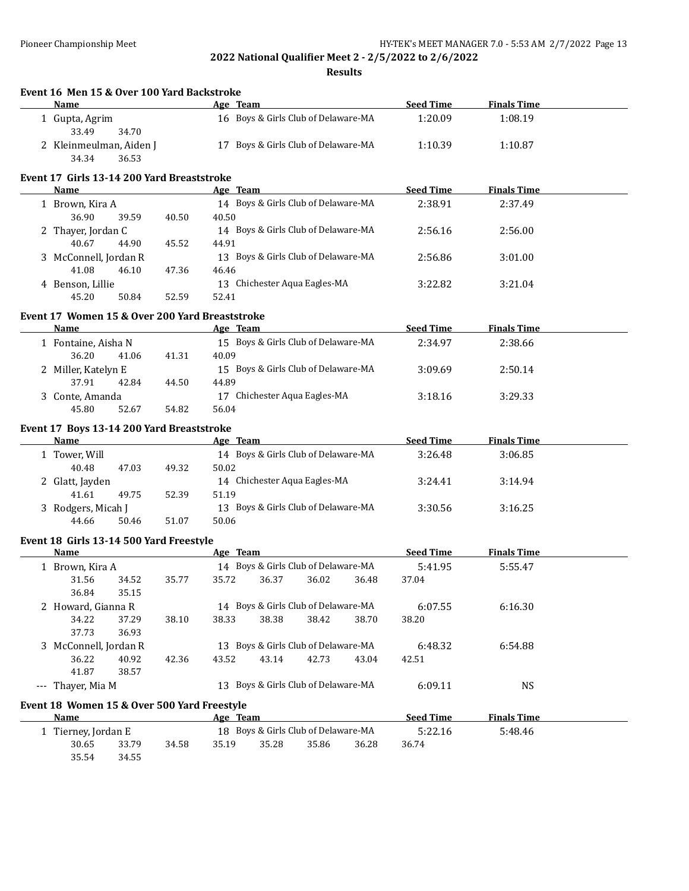## 2022 National Qualifier Meet 2 - 2/5/2022 to 2/6/2022

### Results

#### Event 16 Men 15 & Over 100 Yard Backstroke

| | Name | Age | Team | Seed Time | Finals Time |
|---|---|---|---|---|---|
| 1 | Gupta, Agrim | 16 | Boys & Girls Club of Delaware-MA | 1:20.09 | 1:08.19 |
| | 33.49 34.70 | | | | |
| 2 | Kleinmeulman, Aiden J | 17 | Boys & Girls Club of Delaware-MA | 1:10.39 | 1:10.87 |
| | 34.34 36.53 | | | | |

#### Event 17 Girls 13-14 200 Yard Breaststroke

| | Name | Age | Team | Seed Time | Finals Time |
|---|---|---|---|---|---|
| 1 | Brown, Kira A | 14 | Boys & Girls Club of Delaware-MA | 2:38.91 | 2:37.49 |
| | 36.90 39.59 40.50 40.50 | | | | |
| 2 | Thayer, Jordan C | 14 | Boys & Girls Club of Delaware-MA | 2:56.16 | 2:56.00 |
| | 40.67 44.90 45.52 44.91 | | | | |
| 3 | McConnell, Jordan R | 13 | Boys & Girls Club of Delaware-MA | 2:56.86 | 3:01.00 |
| | 41.08 46.10 47.36 46.46 | | | | |
| 4 | Benson, Lillie | 13 | Chichester Aqua Eagles-MA | 3:22.82 | 3:21.04 |
| | 45.20 50.84 52.59 52.41 | | | | |

#### Event 17 Women 15 & Over 200 Yard Breaststroke

| | Name | Age | Team | Seed Time | Finals Time |
|---|---|---|---|---|---|
| 1 | Fontaine, Aisha N | 15 | Boys & Girls Club of Delaware-MA | 2:34.97 | 2:38.66 |
| | 36.20 41.06 41.31 40.09 | | | | |
| 2 | Miller, Katelyn E | 15 | Boys & Girls Club of Delaware-MA | 3:09.69 | 2:50.14 |
| | 37.91 42.84 44.50 44.89 | | | | |
| 3 | Conte, Amanda | 17 | Chichester Aqua Eagles-MA | 3:18.16 | 3:29.33 |
| | 45.80 52.67 54.82 56.04 | | | | |

#### Event 17 Boys 13-14 200 Yard Breaststroke

| | Name | Age | Team | Seed Time | Finals Time |
|---|---|---|---|---|---|
| 1 | Tower, Will | 14 | Boys & Girls Club of Delaware-MA | 3:26.48 | 3:06.85 |
| | 40.48 47.03 49.32 50.02 | | | | |
| 2 | Glatt, Jayden | 14 | Chichester Aqua Eagles-MA | 3:24.41 | 3:14.94 |
| | 41.61 49.75 52.39 51.19 | | | | |
| 3 | Rodgers, Micah J | 13 | Boys & Girls Club of Delaware-MA | 3:30.56 | 3:16.25 |
| | 44.66 50.46 51.07 50.06 | | | | |

#### Event 18 Girls 13-14 500 Yard Freestyle

| | Name | Age | Team | Seed Time | Finals Time |
|---|---|---|---|---|---|
| 1 | Brown, Kira A | 14 | Boys & Girls Club of Delaware-MA | 5:41.95 | 5:55.47 |
| | 31.56 34.52 35.77 35.72 36.37 36.02 36.48 37.04 36.84 35.15 | | | | |
| 2 | Howard, Gianna R | 14 | Boys & Girls Club of Delaware-MA | 6:07.55 | 6:16.30 |
| | 34.22 37.29 38.10 38.33 38.38 38.42 38.70 38.20 37.73 36.93 | | | | |
| 3 | McConnell, Jordan R | 13 | Boys & Girls Club of Delaware-MA | 6:48.32 | 6:54.88 |
| | 36.22 40.92 42.36 43.52 43.14 42.73 43.04 42.51 41.87 38.57 | | | | |
| --- | Thayer, Mia M | 13 | Boys & Girls Club of Delaware-MA | 6:09.11 | NS |

#### Event 18 Women 15 & Over 500 Yard Freestyle

| | Name | Age | Team | Seed Time | Finals Time |
|---|---|---|---|---|---|
| 1 | Tierney, Jordan E | 18 | Boys & Girls Club of Delaware-MA | 5:22.16 | 5:48.46 |
| | 30.65 33.79 34.58 35.19 35.28 35.86 36.28 36.74 35.54 34.55 | | | | |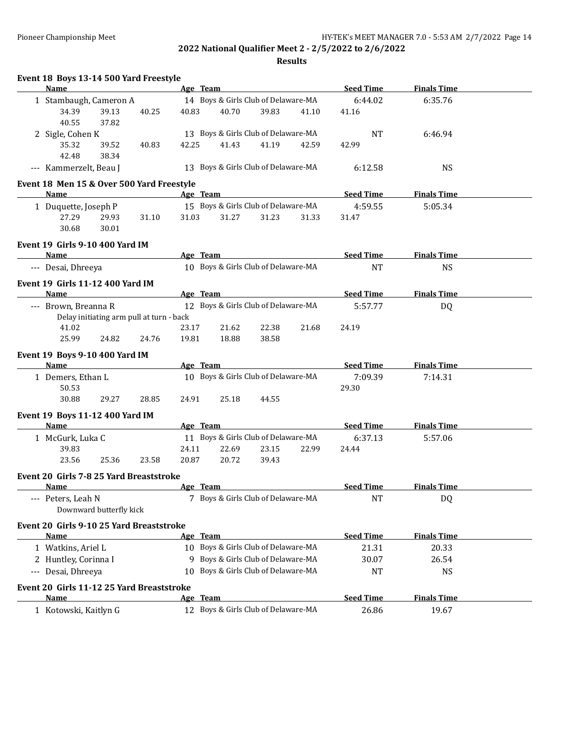**2022 National Qualifier Meet 2 - 2/5/2022 to 2/6/2022**

**Results**

### Event 18 Boys 13-14 500 Yard Freestyle

| | Name | Age | Team | Seed Time | Finals Time |
|---|---|---|---|---|---|
| 1 | Stambaugh, Cameron A | 14 | Boys & Girls Club of Delaware-MA | 6:44.02 | 6:35.76 |

34.39 39.13 40.25 40.83 40.70 39.83 41.10 41.16
40.55 37.82

| | Name | Age | Team | Seed Time | Finals Time |
|---|---|---|---|---|---|
| 2 | Sigle, Cohen K | 13 | Boys & Girls Club of Delaware-MA | NT | 6:46.94 |

35.32 39.52 40.83 42.25 41.43 41.19 42.59 42.99
42.48 38.34

| | Name | Age | Team | Seed Time | Finals Time |
|---|---|---|---|---|---|
| --- | Kammerzelt, Beau J | 13 | Boys & Girls Club of Delaware-MA | 6:12.58 | NS |

### Event 18 Men 15 & Over 500 Yard Freestyle

| | Name | Age | Team | Seed Time | Finals Time |
|---|---|---|---|---|---|
| 1 | Duquette, Joseph P | 15 | Boys & Girls Club of Delaware-MA | 4:59.55 | 5:05.34 |

27.29 29.93 31.10 31.03 31.27 31.23 31.33 31.47
30.68 30.01

### Event 19 Girls 9-10 400 Yard IM

| | Name | Age | Team | Seed Time | Finals Time |
|---|---|---|---|---|---|
| --- | Desai, Dhreeya | 10 | Boys & Girls Club of Delaware-MA | NT | NS |

### Event 19 Girls 11-12 400 Yard IM

| | Name | Age | Team | Seed Time | Finals Time |
|---|---|---|---|---|---|
| --- | Brown, Breanna R | 12 | Boys & Girls Club of Delaware-MA | 5:57.77 | DQ |

Delay initiating arm pull at turn - back
41.02 23.17 21.62 22.38 21.68 24.19
25.99 24.82 24.76 19.81 18.88 38.58

### Event 19 Boys 9-10 400 Yard IM

| | Name | Age | Team | Seed Time | Finals Time |
|---|---|---|---|---|---|
| 1 | Demers, Ethan L | 10 | Boys & Girls Club of Delaware-MA | 7:09.39 | 7:14.31 |

50.53 29.30
30.88 29.27 28.85 24.91 25.18 44.55

### Event 19 Boys 11-12 400 Yard IM

| | Name | Age | Team | Seed Time | Finals Time |
|---|---|---|---|---|---|
| 1 | McGurk, Luka C | 11 | Boys & Girls Club of Delaware-MA | 6:37.13 | 5:57.06 |

39.83 24.11 22.69 23.15 22.99 24.44
23.56 25.36 23.58 20.87 20.72 39.43

### Event 20 Girls 7-8 25 Yard Breaststroke

| | Name | Age | Team | Seed Time | Finals Time |
|---|---|---|---|---|---|
| --- | Peters, Leah N | 7 | Boys & Girls Club of Delaware-MA | NT | DQ |

Downward butterfly kick

### Event 20 Girls 9-10 25 Yard Breaststroke

| | Name | Age | Team | Seed Time | Finals Time |
|---|---|---|---|---|---|
| 1 | Watkins, Ariel L | 10 | Boys & Girls Club of Delaware-MA | 21.31 | 20.33 |
| 2 | Huntley, Corinna I | 9 | Boys & Girls Club of Delaware-MA | 30.07 | 26.54 |
| --- | Desai, Dhreeya | 10 | Boys & Girls Club of Delaware-MA | NT | NS |

### Event 20 Girls 11-12 25 Yard Breaststroke

| | Name | Age | Team | Seed Time | Finals Time |
|---|---|---|---|---|---|
| 1 | Kotowski, Kaitlyn G | 12 | Boys & Girls Club of Delaware-MA | 26.86 | 19.67 |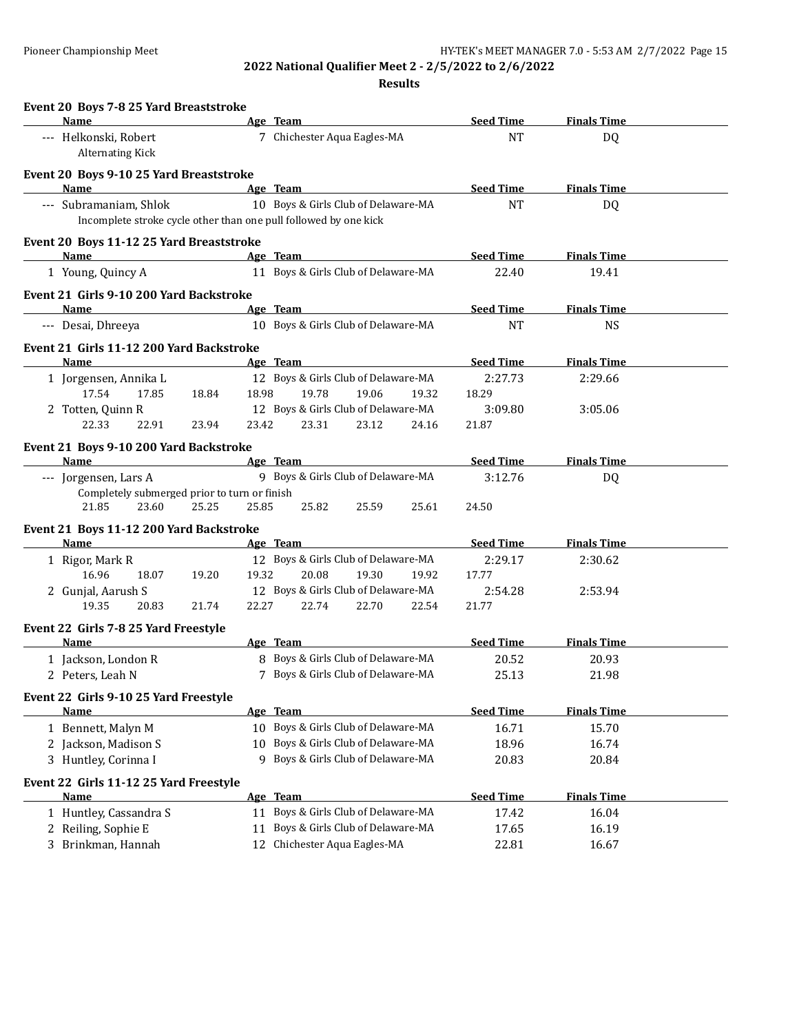## 2022 National Qualifier Meet 2 - 2/5/2022 to 2/6/2022

### Results

**Event 20 Boys 7-8 25 Yard Breaststroke**

| Name | Age | Team | Seed Time | Finals Time |
|---|---|---|---|---|
| --- Helkonski, Robert | 7 | Chichester Aqua Eagles-MA | NT | DQ |
| Alternating Kick | | | | |

**Event 20 Boys 9-10 25 Yard Breaststroke**

| Name | Age | Team | Seed Time | Finals Time |
|---|---|---|---|---|
| --- Subramaniam, Shlok | 10 | Boys & Girls Club of Delaware-MA | NT | DQ |
| Incomplete stroke cycle other than one pull followed by one kick | | | | |

**Event 20 Boys 11-12 25 Yard Breaststroke**

| Name | Age | Team | Seed Time | Finals Time |
|---|---|---|---|---|
| 1 Young, Quincy A | 11 | Boys & Girls Club of Delaware-MA | 22.40 | 19.41 |

**Event 21 Girls 9-10 200 Yard Backstroke**

| Name | Age | Team | Seed Time | Finals Time |
|---|---|---|---|---|
| --- Desai, Dhreeya | 10 | Boys & Girls Club of Delaware-MA | NT | NS |

**Event 21 Girls 11-12 200 Yard Backstroke**

| Name | Age | Team | Seed Time | Finals Time |
|---|---|---|---|---|
| 1 Jorgensen, Annika L | 12 | Boys & Girls Club of Delaware-MA | 2:27.73 | 2:29.66 |
| 17.54 17.85 18.84 18.98 19.78 19.06 19.32 18.29 | | | | |
| 2 Totten, Quinn R | 12 | Boys & Girls Club of Delaware-MA | 3:09.80 | 3:05.06 |
| 22.33 22.91 23.94 23.42 23.31 23.12 24.16 21.87 | | | | |

**Event 21 Boys 9-10 200 Yard Backstroke**

| Name | Age | Team | Seed Time | Finals Time |
|---|---|---|---|---|
| --- Jorgensen, Lars A | 9 | Boys & Girls Club of Delaware-MA | 3:12.76 | DQ |
| Completely submerged prior to turn or finish | | | | |
| 21.85 23.60 25.25 25.85 25.82 25.59 25.61 24.50 | | | | |

**Event 21 Boys 11-12 200 Yard Backstroke**

| Name | Age | Team | Seed Time | Finals Time |
|---|---|---|---|---|
| 1 Rigor, Mark R | 12 | Boys & Girls Club of Delaware-MA | 2:29.17 | 2:30.62 |
| 16.96 18.07 19.20 19.32 20.08 19.30 19.92 17.77 | | | | |
| 2 Gunjal, Aarush S | 12 | Boys & Girls Club of Delaware-MA | 2:54.28 | 2:53.94 |
| 19.35 20.83 21.74 22.27 22.74 22.70 22.54 21.77 | | | | |

**Event 22 Girls 7-8 25 Yard Freestyle**

| Name | Age | Team | Seed Time | Finals Time |
|---|---|---|---|---|
| 1 Jackson, London R | 8 | Boys & Girls Club of Delaware-MA | 20.52 | 20.93 |
| 2 Peters, Leah N | 7 | Boys & Girls Club of Delaware-MA | 25.13 | 21.98 |

**Event 22 Girls 9-10 25 Yard Freestyle**

| Name | Age | Team | Seed Time | Finals Time |
|---|---|---|---|---|
| 1 Bennett, Malyn M | 10 | Boys & Girls Club of Delaware-MA | 16.71 | 15.70 |
| 2 Jackson, Madison S | 10 | Boys & Girls Club of Delaware-MA | 18.96 | 16.74 |
| 3 Huntley, Corinna I | 9 | Boys & Girls Club of Delaware-MA | 20.83 | 20.84 |

**Event 22 Girls 11-12 25 Yard Freestyle**

| Name | Age | Team | Seed Time | Finals Time |
|---|---|---|---|---|
| 1 Huntley, Cassandra S | 11 | Boys & Girls Club of Delaware-MA | 17.42 | 16.04 |
| 2 Reiling, Sophie E | 11 | Boys & Girls Club of Delaware-MA | 17.65 | 16.19 |
| 3 Brinkman, Hannah | 12 | Chichester Aqua Eagles-MA | 22.81 | 16.67 |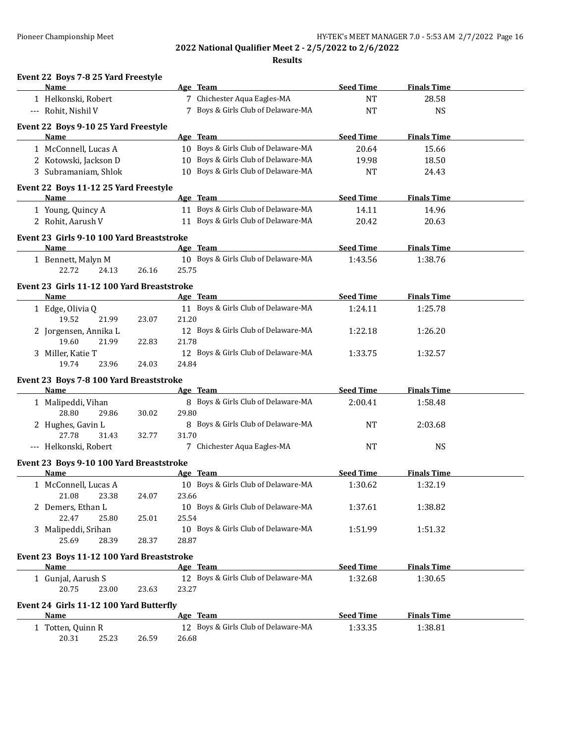**2022 National Qualifier Meet 2 - 2/5/2022 to 2/6/2022**

**Results**

### Event 22 Boys 7-8 25 Yard Freestyle

| | Name | Age | Team | Seed Time | Finals Time |
|---|---|---|---|---|---|
| 1 | Helkonski, Robert | 7 | Chichester Aqua Eagles-MA | NT | 28.58 |
| --- | Rohit, Nishil V | 7 | Boys & Girls Club of Delaware-MA | NT | NS |

### Event 22 Boys 9-10 25 Yard Freestyle

| | Name | Age | Team | Seed Time | Finals Time |
|---|---|---|---|---|---|
| 1 | McConnell, Lucas A | 10 | Boys & Girls Club of Delaware-MA | 20.64 | 15.66 |
| 2 | Kotowski, Jackson D | 10 | Boys & Girls Club of Delaware-MA | 19.98 | 18.50 |
| 3 | Subramaniam, Shlok | 10 | Boys & Girls Club of Delaware-MA | NT | 24.43 |

### Event 22 Boys 11-12 25 Yard Freestyle

| | Name | Age | Team | Seed Time | Finals Time |
|---|---|---|---|---|---|
| 1 | Young, Quincy A | 11 | Boys & Girls Club of Delaware-MA | 14.11 | 14.96 |
| 2 | Rohit, Aarush V | 11 | Boys & Girls Club of Delaware-MA | 20.42 | 20.63 |

### Event 23 Girls 9-10 100 Yard Breaststroke

| | Name | Age | Team | Seed Time | Finals Time |
|---|---|---|---|---|---|
| 1 | Bennett, Malyn M | 10 | Boys & Girls Club of Delaware-MA | 1:43.56 | 1:38.76 |
| | 22.72 24.13 26.16 25.75 | | | | |

### Event 23 Girls 11-12 100 Yard Breaststroke

| | Name | Age | Team | Seed Time | Finals Time |
|---|---|---|---|---|---|
| 1 | Edge, Olivia Q | 11 | Boys & Girls Club of Delaware-MA | 1:24.11 | 1:25.78 |
| | 19.52 21.99 23.07 21.20 | | | | |
| 2 | Jorgensen, Annika L | 12 | Boys & Girls Club of Delaware-MA | 1:22.18 | 1:26.20 |
| | 19.60 21.99 22.83 21.78 | | | | |
| 3 | Miller, Katie T | 12 | Boys & Girls Club of Delaware-MA | 1:33.75 | 1:32.57 |
| | 19.74 23.96 24.03 24.84 | | | | |

### Event 23 Boys 7-8 100 Yard Breaststroke

| | Name | Age | Team | Seed Time | Finals Time |
|---|---|---|---|---|---|
| 1 | Malipeddi, Vihan | 8 | Boys & Girls Club of Delaware-MA | 2:00.41 | 1:58.48 |
| | 28.80 29.86 30.02 29.80 | | | | |
| 2 | Hughes, Gavin L | 8 | Boys & Girls Club of Delaware-MA | NT | 2:03.68 |
| | 27.78 31.43 32.77 31.70 | | | | |
| --- | Helkonski, Robert | 7 | Chichester Aqua Eagles-MA | NT | NS |

### Event 23 Boys 9-10 100 Yard Breaststroke

| | Name | Age | Team | Seed Time | Finals Time |
|---|---|---|---|---|---|
| 1 | McConnell, Lucas A | 10 | Boys & Girls Club of Delaware-MA | 1:30.62 | 1:32.19 |
| | 21.08 23.38 24.07 23.66 | | | | |
| 2 | Demers, Ethan L | 10 | Boys & Girls Club of Delaware-MA | 1:37.61 | 1:38.82 |
| | 22.47 25.80 25.01 25.54 | | | | |
| 3 | Malipeddi, Srihan | 10 | Boys & Girls Club of Delaware-MA | 1:51.99 | 1:51.32 |
| | 25.69 28.39 28.37 28.87 | | | | |

### Event 23 Boys 11-12 100 Yard Breaststroke

| | Name | Age | Team | Seed Time | Finals Time |
|---|---|---|---|---|---|
| 1 | Gunjal, Aarush S | 12 | Boys & Girls Club of Delaware-MA | 1:32.68 | 1:30.65 |
| | 20.75 23.00 23.63 23.27 | | | | |

### Event 24 Girls 11-12 100 Yard Butterfly

| | Name | Age | Team | Seed Time | Finals Time |
|---|---|---|---|---|---|
| 1 | Totten, Quinn R | 12 | Boys & Girls Club of Delaware-MA | 1:33.35 | 1:38.81 |
| | 20.31 25.23 26.59 26.68 | | | | |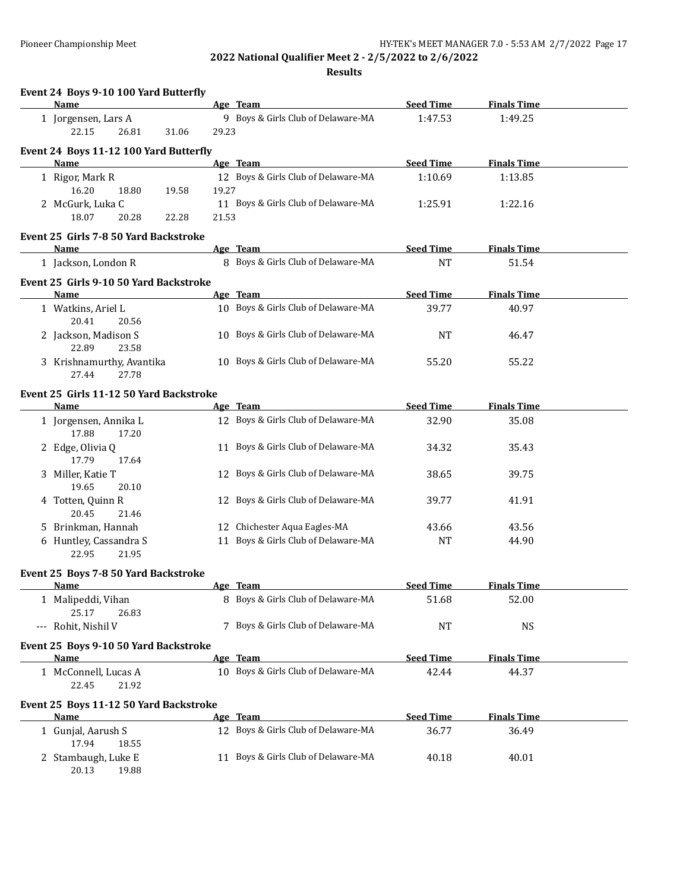## 2022 National Qualifier Meet 2 - 2/5/2022 to 2/6/2022

### Results

**Event 24 Boys 9-10 100 Yard Butterfly**

| Name | Age | Team | Seed Time | Finals Time |
|---|---|---|---|---|
| 1 Jorgensen, Lars A | 9 | Boys & Girls Club of Delaware-MA | 1:47.53 | 1:49.25 |
| 22.15 26.81 31.06 29.23 | | | | |

**Event 24 Boys 11-12 100 Yard Butterfly**

| Name | Age | Team | Seed Time | Finals Time |
|---|---|---|---|---|
| 1 Rigor, Mark R | 12 | Boys & Girls Club of Delaware-MA | 1:10.69 | 1:13.85 |
| 16.20 18.80 19.58 19.27 | | | | |
| 2 McGurk, Luka C | 11 | Boys & Girls Club of Delaware-MA | 1:25.91 | 1:22.16 |
| 18.07 20.28 22.28 21.53 | | | | |

**Event 25 Girls 7-8 50 Yard Backstroke**

| Name | Age | Team | Seed Time | Finals Time |
|---|---|---|---|---|
| 1 Jackson, London R | 8 | Boys & Girls Club of Delaware-MA | NT | 51.54 |

**Event 25 Girls 9-10 50 Yard Backstroke**

| Name | Age | Team | Seed Time | Finals Time |
|---|---|---|---|---|
| 1 Watkins, Ariel L | 10 | Boys & Girls Club of Delaware-MA | 39.77 | 40.97 |
| 20.41 20.56 | | | | |
| 2 Jackson, Madison S | 10 | Boys & Girls Club of Delaware-MA | NT | 46.47 |
| 22.89 23.58 | | | | |
| 3 Krishnamurthy, Avantika | 10 | Boys & Girls Club of Delaware-MA | 55.20 | 55.22 |
| 27.44 27.78 | | | | |

**Event 25 Girls 11-12 50 Yard Backstroke**

| Name | Age | Team | Seed Time | Finals Time |
|---|---|---|---|---|
| 1 Jorgensen, Annika L | 12 | Boys & Girls Club of Delaware-MA | 32.90 | 35.08 |
| 17.88 17.20 | | | | |
| 2 Edge, Olivia Q | 11 | Boys & Girls Club of Delaware-MA | 34.32 | 35.43 |
| 17.79 17.64 | | | | |
| 3 Miller, Katie T | 12 | Boys & Girls Club of Delaware-MA | 38.65 | 39.75 |
| 19.65 20.10 | | | | |
| 4 Totten, Quinn R | 12 | Boys & Girls Club of Delaware-MA | 39.77 | 41.91 |
| 20.45 21.46 | | | | |
| 5 Brinkman, Hannah | 12 | Chichester Aqua Eagles-MA | 43.66 | 43.56 |
| 6 Huntley, Cassandra S | 11 | Boys & Girls Club of Delaware-MA | NT | 44.90 |
| 22.95 21.95 | | | | |

**Event 25 Boys 7-8 50 Yard Backstroke**

| Name | Age | Team | Seed Time | Finals Time |
|---|---|---|---|---|
| 1 Malipeddi, Vihan | 8 | Boys & Girls Club of Delaware-MA | 51.68 | 52.00 |
| 25.17 26.83 | | | | |
| --- Rohit, Nishil V | 7 | Boys & Girls Club of Delaware-MA | NT | NS |

**Event 25 Boys 9-10 50 Yard Backstroke**

| Name | Age | Team | Seed Time | Finals Time |
|---|---|---|---|---|
| 1 McConnell, Lucas A | 10 | Boys & Girls Club of Delaware-MA | 42.44 | 44.37 |
| 22.45 21.92 | | | | |

**Event 25 Boys 11-12 50 Yard Backstroke**

| Name | Age | Team | Seed Time | Finals Time |
|---|---|---|---|---|
| 1 Gunjal, Aarush S | 12 | Boys & Girls Club of Delaware-MA | 36.77 | 36.49 |
| 17.94 18.55 | | | | |
| 2 Stambaugh, Luke E | 11 | Boys & Girls Club of Delaware-MA | 40.18 | 40.01 |
| 20.13 19.88 | | | | |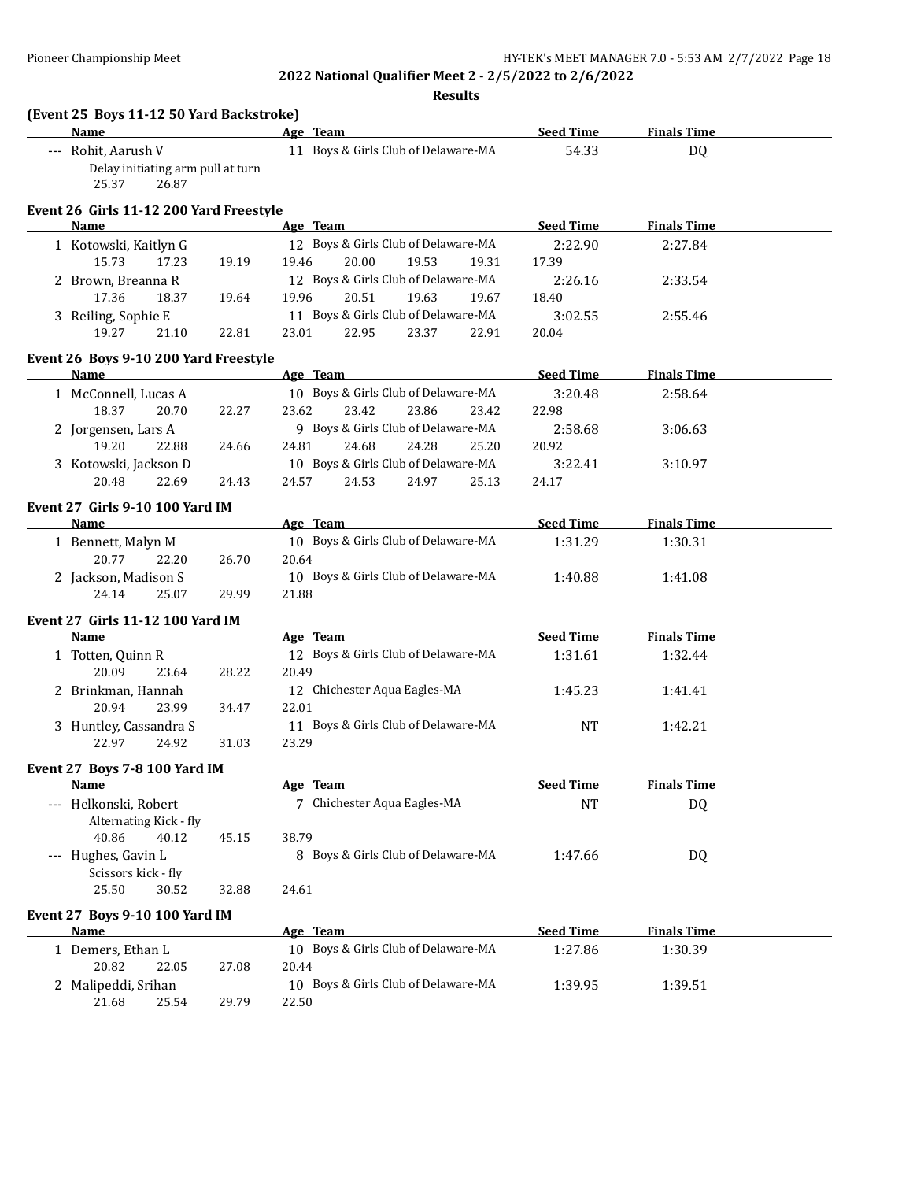## 2022 National Qualifier Meet 2 - 2/5/2022 to 2/6/2022

### Results

**(Event 25 Boys 11-12 50 Yard Backstroke)**

| | Name | Age | Team | Seed Time | Finals Time |
|---|---|---|---|---|---|
| --- | Rohit, Aarush V | 11 | Boys & Girls Club of Delaware-MA | 54.33 | DQ |

Delay initiating arm pull at turn
25.37 26.87

**Event 26 Girls 11-12 200 Yard Freestyle**

| | Name | Age | Team | Seed Time | Finals Time |
|---|---|---|---|---|---|
| 1 | Kotowski, Kaitlyn G | 12 | Boys & Girls Club of Delaware-MA | 2:22.90 | 2:27.84 |
| | 15.73 17.23 19.19 19.46 20.00 19.53 19.31 17.39 | | | | |
| 2 | Brown, Breanna R | 12 | Boys & Girls Club of Delaware-MA | 2:26.16 | 2:33.54 |
| | 17.36 18.37 19.64 19.96 20.51 19.63 19.67 18.40 | | | | |
| 3 | Reiling, Sophie E | 11 | Boys & Girls Club of Delaware-MA | 3:02.55 | 2:55.46 |
| | 19.27 21.10 22.81 23.01 22.95 23.37 22.91 20.04 | | | | |

**Event 26 Boys 9-10 200 Yard Freestyle**

| | Name | Age | Team | Seed Time | Finals Time |
|---|---|---|---|---|---|
| 1 | McConnell, Lucas A | 10 | Boys & Girls Club of Delaware-MA | 3:20.48 | 2:58.64 |
| | 18.37 20.70 22.27 23.62 23.42 23.86 23.42 22.98 | | | | |
| 2 | Jorgensen, Lars A | 9 | Boys & Girls Club of Delaware-MA | 2:58.68 | 3:06.63 |
| | 19.20 22.88 24.66 24.81 24.68 24.28 25.20 20.92 | | | | |
| 3 | Kotowski, Jackson D | 10 | Boys & Girls Club of Delaware-MA | 3:22.41 | 3:10.97 |
| | 20.48 22.69 24.43 24.57 24.53 24.97 25.13 24.17 | | | | |

**Event 27 Girls 9-10 100 Yard IM**

| | Name | Age | Team | Seed Time | Finals Time |
|---|---|---|---|---|---|
| 1 | Bennett, Malyn M | 10 | Boys & Girls Club of Delaware-MA | 1:31.29 | 1:30.31 |
| | 20.77 22.20 26.70 20.64 | | | | |
| 2 | Jackson, Madison S | 10 | Boys & Girls Club of Delaware-MA | 1:40.88 | 1:41.08 |
| | 24.14 25.07 29.99 21.88 | | | | |

**Event 27 Girls 11-12 100 Yard IM**

| | Name | Age | Team | Seed Time | Finals Time |
|---|---|---|---|---|---|
| 1 | Totten, Quinn R | 12 | Boys & Girls Club of Delaware-MA | 1:31.61 | 1:32.44 |
| | 20.09 23.64 28.22 20.49 | | | | |
| 2 | Brinkman, Hannah | 12 | Chichester Aqua Eagles-MA | 1:45.23 | 1:41.41 |
| | 20.94 23.99 34.47 22.01 | | | | |
| 3 | Huntley, Cassandra S | 11 | Boys & Girls Club of Delaware-MA | NT | 1:42.21 |
| | 22.97 24.92 31.03 23.29 | | | | |

**Event 27 Boys 7-8 100 Yard IM**

| | Name | Age | Team | Seed Time | Finals Time |
|---|---|---|---|---|---|
| --- | Helkonski, Robert | 7 | Chichester Aqua Eagles-MA | NT | DQ |
| | Alternating Kick - fly | | | | |
| | 40.86 40.12 45.15 38.79 | | | | |
| --- | Hughes, Gavin L | 8 | Boys & Girls Club of Delaware-MA | 1:47.66 | DQ |
| | Scissors kick - fly | | | | |
| | 25.50 30.52 32.88 24.61 | | | | |

**Event 27 Boys 9-10 100 Yard IM**

| | Name | Age | Team | Seed Time | Finals Time |
|---|---|---|---|---|---|
| 1 | Demers, Ethan L | 10 | Boys & Girls Club of Delaware-MA | 1:27.86 | 1:30.39 |
| | 20.82 22.05 27.08 20.44 | | | | |
| 2 | Malipeddi, Srihan | 10 | Boys & Girls Club of Delaware-MA | 1:39.95 | 1:39.51 |
| | 21.68 25.54 29.79 22.50 | | | | |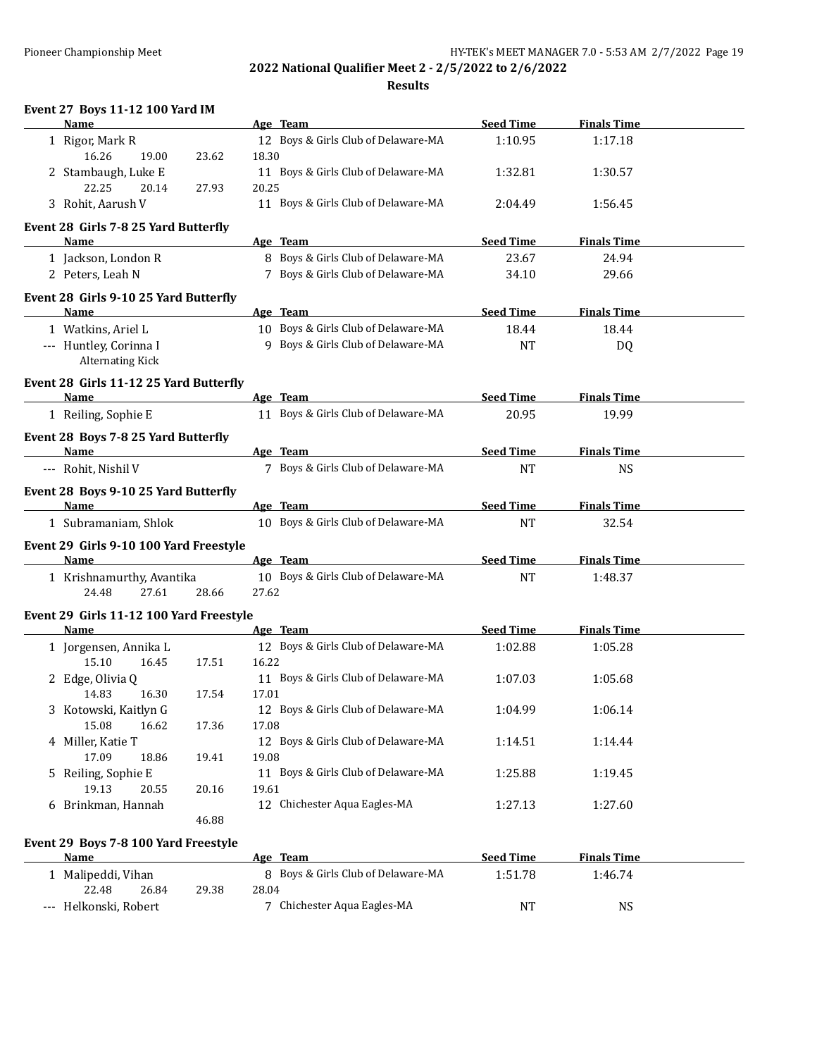## 2022 National Qualifier Meet 2 - 2/5/2022 to 2/6/2022

### Results

**Event 27 Boys 11-12 100 Yard IM**

| | Name | Age | Team | Seed Time | Finals Time |
|---|---|---|---|---|---|
| 1 | Rigor, Mark R | 12 | Boys & Girls Club of Delaware-MA | 1:10.95 | 1:17.18 |
| | 16.26 19.00 23.62 18.30 | | | | |
| 2 | Stambaugh, Luke E | 11 | Boys & Girls Club of Delaware-MA | 1:32.81 | 1:30.57 |
| | 22.25 20.14 27.93 20.25 | | | | |
| 3 | Rohit, Aarush V | 11 | Boys & Girls Club of Delaware-MA | 2:04.49 | 1:56.45 |

**Event 28 Girls 7-8 25 Yard Butterfly**

| | Name | Age | Team | Seed Time | Finals Time |
|---|---|---|---|---|---|
| 1 | Jackson, London R | 8 | Boys & Girls Club of Delaware-MA | 23.67 | 24.94 |
| 2 | Peters, Leah N | 7 | Boys & Girls Club of Delaware-MA | 34.10 | 29.66 |

**Event 28 Girls 9-10 25 Yard Butterfly**

| | Name | Age | Team | Seed Time | Finals Time |
|---|---|---|---|---|---|
| 1 | Watkins, Ariel L | 10 | Boys & Girls Club of Delaware-MA | 18.44 | 18.44 |
| --- | Huntley, Corinna I | 9 | Boys & Girls Club of Delaware-MA | NT | DQ |
| | Alternating Kick | | | | |

**Event 28 Girls 11-12 25 Yard Butterfly**

| | Name | Age | Team | Seed Time | Finals Time |
|---|---|---|---|---|---|
| 1 | Reiling, Sophie E | 11 | Boys & Girls Club of Delaware-MA | 20.95 | 19.99 |

**Event 28 Boys 7-8 25 Yard Butterfly**

| | Name | Age | Team | Seed Time | Finals Time |
|---|---|---|---|---|---|
| --- | Rohit, Nishil V | 7 | Boys & Girls Club of Delaware-MA | NT | NS |

**Event 28 Boys 9-10 25 Yard Butterfly**

| | Name | Age | Team | Seed Time | Finals Time |
|---|---|---|---|---|---|
| 1 | Subramaniam, Shlok | 10 | Boys & Girls Club of Delaware-MA | NT | 32.54 |

**Event 29 Girls 9-10 100 Yard Freestyle**

| | Name | Age | Team | Seed Time | Finals Time |
|---|---|---|---|---|---|
| 1 | Krishnamurthy, Avantika | 10 | Boys & Girls Club of Delaware-MA | NT | 1:48.37 |
| | 24.48 27.61 28.66 27.62 | | | | |

**Event 29 Girls 11-12 100 Yard Freestyle**

| | Name | Age | Team | Seed Time | Finals Time |
|---|---|---|---|---|---|
| 1 | Jorgensen, Annika L | 12 | Boys & Girls Club of Delaware-MA | 1:02.88 | 1:05.28 |
| | 15.10 16.45 17.51 16.22 | | | | |
| 2 | Edge, Olivia Q | 11 | Boys & Girls Club of Delaware-MA | 1:07.03 | 1:05.68 |
| | 14.83 16.30 17.54 17.01 | | | | |
| 3 | Kotowski, Kaitlyn G | 12 | Boys & Girls Club of Delaware-MA | 1:04.99 | 1:06.14 |
| | 15.08 16.62 17.36 17.08 | | | | |
| 4 | Miller, Katie T | 12 | Boys & Girls Club of Delaware-MA | 1:14.51 | 1:14.44 |
| | 17.09 18.86 19.41 19.08 | | | | |
| 5 | Reiling, Sophie E | 11 | Boys & Girls Club of Delaware-MA | 1:25.88 | 1:19.45 |
| | 19.13 20.55 20.16 19.61 | | | | |
| 6 | Brinkman, Hannah | 12 | Chichester Aqua Eagles-MA | 1:27.13 | 1:27.60 |
| | 46.88 | | | | |

**Event 29 Boys 7-8 100 Yard Freestyle**

| | Name | Age | Team | Seed Time | Finals Time |
|---|---|---|---|---|---|
| 1 | Malipeddi, Vihan | 8 | Boys & Girls Club of Delaware-MA | 1:51.78 | 1:46.74 |
| | 22.48 26.84 29.38 28.04 | | | | |
| --- | Helkonski, Robert | 7 | Chichester Aqua Eagles-MA | NT | NS |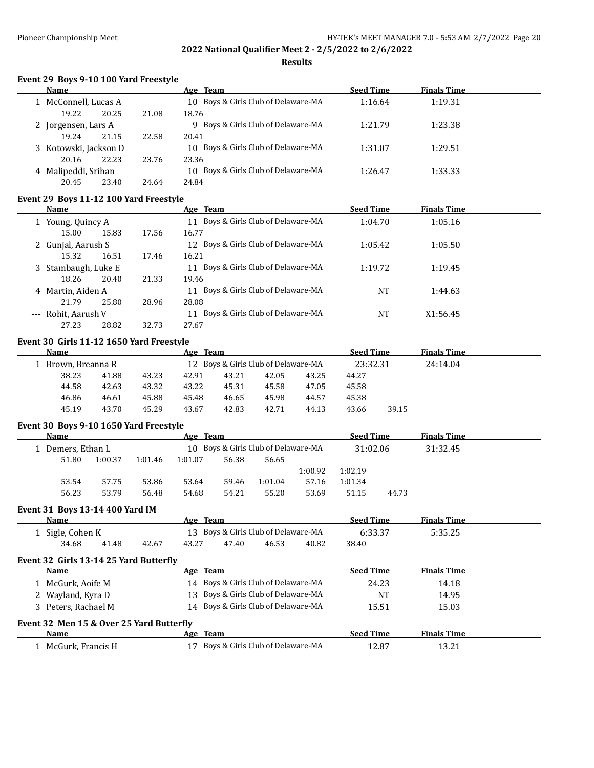## 2022 National Qualifier Meet 2 - 2/5/2022 to 2/6/2022

### Results

**Event 29 Boys 9-10 100 Yard Freestyle**

| | Name | Age | Team | Seed Time | Finals Time |
|---|---|---|---|---|---|
| 1 | McConnell, Lucas A | 10 | Boys & Girls Club of Delaware-MA | 1:16.64 | 1:19.31 |
| | 19.22 20.25 21.08 18.76 | | | | |
| 2 | Jorgensen, Lars A | 9 | Boys & Girls Club of Delaware-MA | 1:21.79 | 1:23.38 |
| | 19.24 21.15 22.58 20.41 | | | | |
| 3 | Kotowski, Jackson D | 10 | Boys & Girls Club of Delaware-MA | 1:31.07 | 1:29.51 |
| | 20.16 22.23 23.76 23.36 | | | | |
| 4 | Malipeddi, Srihan | 10 | Boys & Girls Club of Delaware-MA | 1:26.47 | 1:33.33 |
| | 20.45 23.40 24.64 24.84 | | | | |

**Event 29 Boys 11-12 100 Yard Freestyle**

| | Name | Age | Team | Seed Time | Finals Time |
|---|---|---|---|---|---|
| 1 | Young, Quincy A | 11 | Boys & Girls Club of Delaware-MA | 1:04.70 | 1:05.16 |
| | 15.00 15.83 17.56 16.77 | | | | |
| 2 | Gunjal, Aarush S | 12 | Boys & Girls Club of Delaware-MA | 1:05.42 | 1:05.50 |
| | 15.32 16.51 17.46 16.21 | | | | |
| 3 | Stambaugh, Luke E | 11 | Boys & Girls Club of Delaware-MA | 1:19.72 | 1:19.45 |
| | 18.26 20.40 21.33 19.46 | | | | |
| 4 | Martin, Aiden A | 11 | Boys & Girls Club of Delaware-MA | NT | 1:44.63 |
| | 21.79 25.80 28.96 28.08 | | | | |
| --- | Rohit, Aarush V | 11 | Boys & Girls Club of Delaware-MA | NT | X1:56.45 |
| | 27.23 28.82 32.73 27.67 | | | | |

**Event 30 Girls 11-12 1650 Yard Freestyle**

| | Name | Age | Team | Seed Time | Finals Time |
|---|---|---|---|---|---|
| 1 | Brown, Breanna R | 12 | Boys & Girls Club of Delaware-MA | 23:32.31 | 24:14.04 |
| | 38.23 41.88 43.23 42.91 43.21 42.05 43.25 44.27 | | | | |
| | 44.58 42.63 43.32 43.22 45.31 45.58 47.05 45.58 | | | | |
| | 46.86 46.61 45.88 45.48 46.65 45.98 44.57 45.38 | | | | |
| | 45.19 43.70 45.29 43.67 42.83 42.71 44.13 43.66 39.15 | | | | |

**Event 30 Boys 9-10 1650 Yard Freestyle**

| | Name | Age | Team | Seed Time | Finals Time |
|---|---|---|---|---|---|
| 1 | Demers, Ethan L | 10 | Boys & Girls Club of Delaware-MA | 31:02.06 | 31:32.45 |
| | 51.80 1:00.37 1:01.46 1:01.07 56.38 56.65 | | | | |
| | 1:00.92 1:02.19 | | | | |
| | 53.54 57.75 53.86 53.64 59.46 1:01.04 57.16 1:01.34 | | | | |
| | 56.23 53.79 56.48 54.68 54.21 55.20 53.69 51.15 44.73 | | | | |

**Event 31 Boys 13-14 400 Yard IM**

| | Name | Age | Team | Seed Time | Finals Time |
|---|---|---|---|---|---|
| 1 | Sigle, Cohen K | 13 | Boys & Girls Club of Delaware-MA | 6:33.37 | 5:35.25 |
| | 34.68 41.48 42.67 43.27 47.40 46.53 40.82 38.40 | | | | |

**Event 32 Girls 13-14 25 Yard Butterfly**

| | Name | Age | Team | Seed Time | Finals Time |
|---|---|---|---|---|---|
| 1 | McGurk, Aoife M | 14 | Boys & Girls Club of Delaware-MA | 24.23 | 14.18 |
| 2 | Wayland, Kyra D | 13 | Boys & Girls Club of Delaware-MA | NT | 14.95 |
| 3 | Peters, Rachael M | 14 | Boys & Girls Club of Delaware-MA | 15.51 | 15.03 |

**Event 32 Men 15 & Over 25 Yard Butterfly**

| | Name | Age | Team | Seed Time | Finals Time |
|---|---|---|---|---|---|
| 1 | McGurk, Francis H | 17 | Boys & Girls Club of Delaware-MA | 12.87 | 13.21 |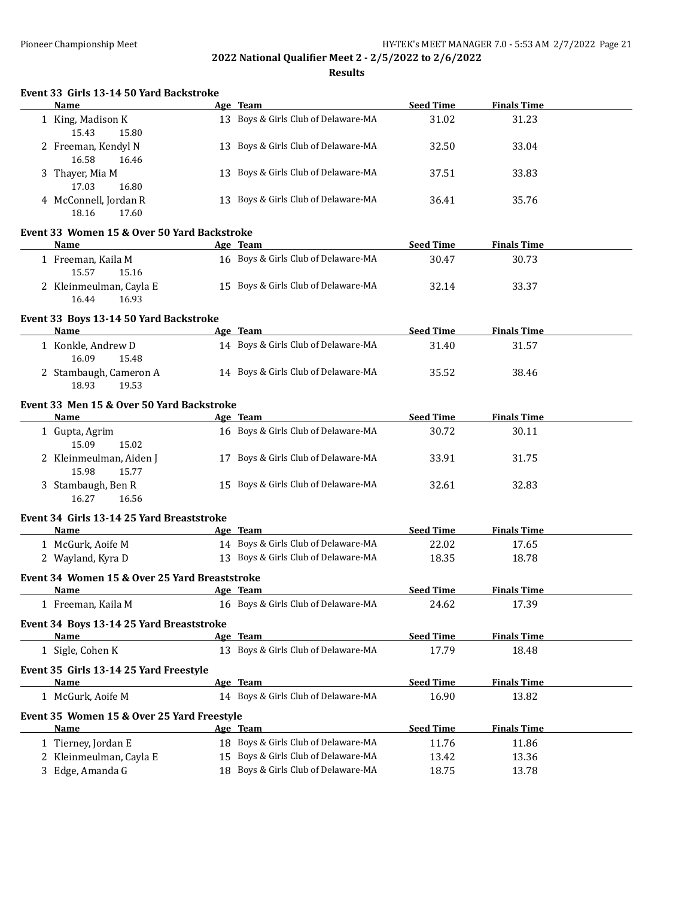## 2022 National Qualifier Meet 2 - 2/5/2022 to 2/6/2022

### Results

#### Event 33 Girls 13-14 50 Yard Backstroke

| | Name | Age | Team | Seed Time | Finals Time |
|---|---|---|---|---|---|
| 1 | King, Madison K | 13 | Boys & Girls Club of Delaware-MA | 31.02 | 31.23 |
| | 15.43 15.80 | | | | |
| 2 | Freeman, Kendyl N | 13 | Boys & Girls Club of Delaware-MA | 32.50 | 33.04 |
| | 16.58 16.46 | | | | |
| 3 | Thayer, Mia M | 13 | Boys & Girls Club of Delaware-MA | 37.51 | 33.83 |
| | 17.03 16.80 | | | | |
| 4 | McConnell, Jordan R | 13 | Boys & Girls Club of Delaware-MA | 36.41 | 35.76 |
| | 18.16 17.60 | | | | |

#### Event 33 Women 15 & Over 50 Yard Backstroke

| | Name | Age | Team | Seed Time | Finals Time |
|---|---|---|---|---|---|
| 1 | Freeman, Kaila M | 16 | Boys & Girls Club of Delaware-MA | 30.47 | 30.73 |
| | 15.57 15.16 | | | | |
| 2 | Kleinmeulman, Cayla E | 15 | Boys & Girls Club of Delaware-MA | 32.14 | 33.37 |
| | 16.44 16.93 | | | | |

#### Event 33 Boys 13-14 50 Yard Backstroke

| | Name | Age | Team | Seed Time | Finals Time |
|---|---|---|---|---|---|
| 1 | Konkle, Andrew D | 14 | Boys & Girls Club of Delaware-MA | 31.40 | 31.57 |
| | 16.09 15.48 | | | | |
| 2 | Stambaugh, Cameron A | 14 | Boys & Girls Club of Delaware-MA | 35.52 | 38.46 |
| | 18.93 19.53 | | | | |

#### Event 33 Men 15 & Over 50 Yard Backstroke

| | Name | Age | Team | Seed Time | Finals Time |
|---|---|---|---|---|---|
| 1 | Gupta, Agrim | 16 | Boys & Girls Club of Delaware-MA | 30.72 | 30.11 |
| | 15.09 15.02 | | | | |
| 2 | Kleinmeulman, Aiden J | 17 | Boys & Girls Club of Delaware-MA | 33.91 | 31.75 |
| | 15.98 15.77 | | | | |
| 3 | Stambaugh, Ben R | 15 | Boys & Girls Club of Delaware-MA | 32.61 | 32.83 |
| | 16.27 16.56 | | | | |

#### Event 34 Girls 13-14 25 Yard Breaststroke

| | Name | Age | Team | Seed Time | Finals Time |
|---|---|---|---|---|---|
| 1 | McGurk, Aoife M | 14 | Boys & Girls Club of Delaware-MA | 22.02 | 17.65 |
| 2 | Wayland, Kyra D | 13 | Boys & Girls Club of Delaware-MA | 18.35 | 18.78 |

#### Event 34 Women 15 & Over 25 Yard Breaststroke

| | Name | Age | Team | Seed Time | Finals Time |
|---|---|---|---|---|---|
| 1 | Freeman, Kaila M | 16 | Boys & Girls Club of Delaware-MA | 24.62 | 17.39 |

#### Event 34 Boys 13-14 25 Yard Breaststroke

| | Name | Age | Team | Seed Time | Finals Time |
|---|---|---|---|---|---|
| 1 | Sigle, Cohen K | 13 | Boys & Girls Club of Delaware-MA | 17.79 | 18.48 |

#### Event 35 Girls 13-14 25 Yard Freestyle

| | Name | Age | Team | Seed Time | Finals Time |
|---|---|---|---|---|---|
| 1 | McGurk, Aoife M | 14 | Boys & Girls Club of Delaware-MA | 16.90 | 13.82 |

#### Event 35 Women 15 & Over 25 Yard Freestyle

| | Name | Age | Team | Seed Time | Finals Time |
|---|---|---|---|---|---|
| 1 | Tierney, Jordan E | 18 | Boys & Girls Club of Delaware-MA | 11.76 | 11.86 |
| 2 | Kleinmeulman, Cayla E | 15 | Boys & Girls Club of Delaware-MA | 13.42 | 13.36 |
| 3 | Edge, Amanda G | 18 | Boys & Girls Club of Delaware-MA | 18.75 | 13.78 |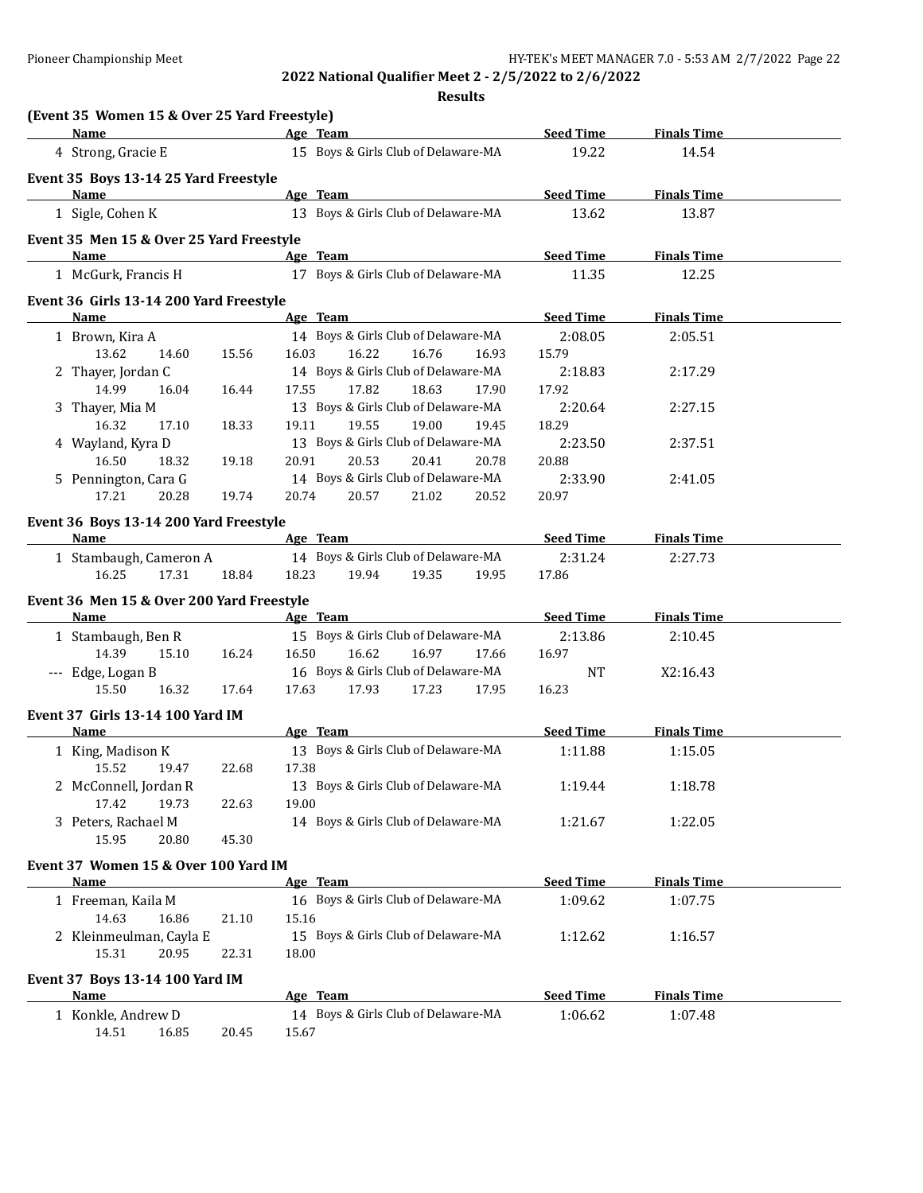**2022 National Qualifier Meet 2 - 2/5/2022 to 2/6/2022**

**Results**

### (Event 35 Women 15 & Over 25 Yard Freestyle)

| Name | Age | Team | Seed Time | Finals Time |
|---|---|---|---|---|
| 4 Strong, Gracie E | 15 | Boys & Girls Club of Delaware-MA | 19.22 | 14.54 |

### Event 35 Boys 13-14 25 Yard Freestyle

| Name | Age | Team | Seed Time | Finals Time |
|---|---|---|---|---|
| 1 Sigle, Cohen K | 13 | Boys & Girls Club of Delaware-MA | 13.62 | 13.87 |

### Event 35 Men 15 & Over 25 Yard Freestyle

| Name | Age | Team | Seed Time | Finals Time |
|---|---|---|---|---|
| 1 McGurk, Francis H | 17 | Boys & Girls Club of Delaware-MA | 11.35 | 12.25 |

### Event 36 Girls 13-14 200 Yard Freestyle

| Name | Age | Team | Seed Time | Finals Time |
|---|---|---|---|---|
| 1 Brown, Kira A | 14 | Boys & Girls Club of Delaware-MA | 2:08.05 | 2:05.51 |
| 13.62 14.60 15.56 16.03 16.22 16.76 16.93 15.79 | | | | |
| 2 Thayer, Jordan C | 14 | Boys & Girls Club of Delaware-MA | 2:18.83 | 2:17.29 |
| 14.99 16.04 16.44 17.55 17.82 18.63 17.90 17.92 | | | | |
| 3 Thayer, Mia M | 13 | Boys & Girls Club of Delaware-MA | 2:20.64 | 2:27.15 |
| 16.32 17.10 18.33 19.11 19.55 19.00 19.45 18.29 | | | | |
| 4 Wayland, Kyra D | 13 | Boys & Girls Club of Delaware-MA | 2:23.50 | 2:37.51 |
| 16.50 18.32 19.18 20.91 20.53 20.41 20.78 20.88 | | | | |
| 5 Pennington, Cara G | 14 | Boys & Girls Club of Delaware-MA | 2:33.90 | 2:41.05 |
| 17.21 20.28 19.74 20.74 20.57 21.02 20.52 20.97 | | | | |

### Event 36 Boys 13-14 200 Yard Freestyle

| Name | Age | Team | Seed Time | Finals Time |
|---|---|---|---|---|
| 1 Stambaugh, Cameron A | 14 | Boys & Girls Club of Delaware-MA | 2:31.24 | 2:27.73 |
| 16.25 17.31 18.84 18.23 19.94 19.35 19.95 17.86 | | | | |

### Event 36 Men 15 & Over 200 Yard Freestyle

| Name | Age | Team | Seed Time | Finals Time |
|---|---|---|---|---|
| 1 Stambaugh, Ben R | 15 | Boys & Girls Club of Delaware-MA | 2:13.86 | 2:10.45 |
| 14.39 15.10 16.24 16.50 16.62 16.97 17.66 16.97 | | | | |
| --- Edge, Logan B | 16 | Boys & Girls Club of Delaware-MA | NT | X2:16.43 |
| 15.50 16.32 17.64 17.63 17.93 17.23 17.95 16.23 | | | | |

### Event 37 Girls 13-14 100 Yard IM

| Name | Age | Team | Seed Time | Finals Time |
|---|---|---|---|---|
| 1 King, Madison K | 13 | Boys & Girls Club of Delaware-MA | 1:11.88 | 1:15.05 |
| 15.52 19.47 22.68 17.38 | | | | |
| 2 McConnell, Jordan R | 13 | Boys & Girls Club of Delaware-MA | 1:19.44 | 1:18.78 |
| 17.42 19.73 22.63 19.00 | | | | |
| 3 Peters, Rachael M | 14 | Boys & Girls Club of Delaware-MA | 1:21.67 | 1:22.05 |
| 15.95 20.80 45.30 | | | | |

### Event 37 Women 15 & Over 100 Yard IM

| Name | Age | Team | Seed Time | Finals Time |
|---|---|---|---|---|
| 1 Freeman, Kaila M | 16 | Boys & Girls Club of Delaware-MA | 1:09.62 | 1:07.75 |
| 14.63 16.86 21.10 15.16 | | | | |
| 2 Kleinmeulman, Cayla E | 15 | Boys & Girls Club of Delaware-MA | 1:12.62 | 1:16.57 |
| 15.31 20.95 22.31 18.00 | | | | |

### Event 37 Boys 13-14 100 Yard IM

| Name | Age | Team | Seed Time | Finals Time |
|---|---|---|---|---|
| 1 Konkle, Andrew D | 14 | Boys & Girls Club of Delaware-MA | 1:06.62 | 1:07.48 |
| 14.51 16.85 20.45 15.67 | | | | |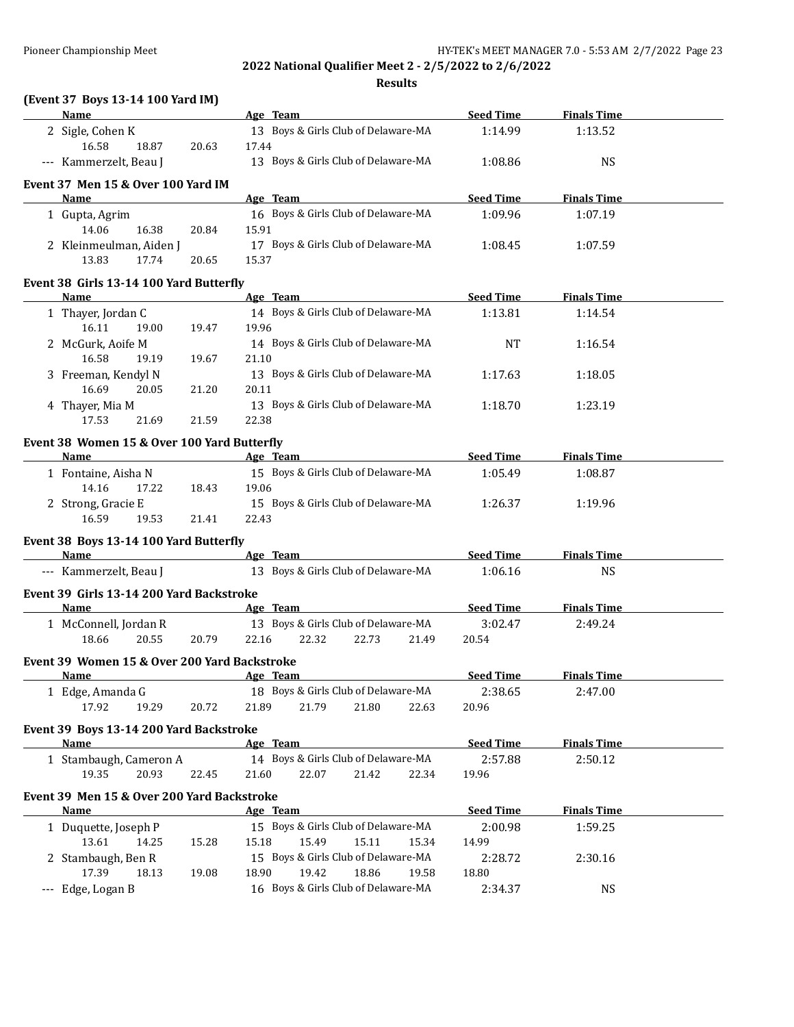## 2022 National Qualifier Meet 2 - 2/5/2022 to 2/6/2022

### Results

#### (Event 37 Boys 13-14 100 Yard IM)

| | Name | Age | Team | Seed Time | Finals Time |
|---|---|---|---|---|---|
| 2 | Sigle, Cohen K | 13 | Boys & Girls Club of Delaware-MA | 1:14.99 | 1:13.52 |
| | 16.58 18.87 20.63 17.44 | | | | |
| --- | Kammerzelt, Beau J | 13 | Boys & Girls Club of Delaware-MA | 1:08.86 | NS |

#### Event 37 Men 15 & Over 100 Yard IM

| | Name | Age | Team | Seed Time | Finals Time |
|---|---|---|---|---|---|
| 1 | Gupta, Agrim | 16 | Boys & Girls Club of Delaware-MA | 1:09.96 | 1:07.19 |
| | 14.06 16.38 20.84 15.91 | | | | |
| 2 | Kleinmeulman, Aiden J | 17 | Boys & Girls Club of Delaware-MA | 1:08.45 | 1:07.59 |
| | 13.83 17.74 20.65 15.37 | | | | |

#### Event 38 Girls 13-14 100 Yard Butterfly

| | Name | Age | Team | Seed Time | Finals Time |
|---|---|---|---|---|---|
| 1 | Thayer, Jordan C | 14 | Boys & Girls Club of Delaware-MA | 1:13.81 | 1:14.54 |
| | 16.11 19.00 19.47 19.96 | | | | |
| 2 | McGurk, Aoife M | 14 | Boys & Girls Club of Delaware-MA | NT | 1:16.54 |
| | 16.58 19.19 19.67 21.10 | | | | |
| 3 | Freeman, Kendyl N | 13 | Boys & Girls Club of Delaware-MA | 1:17.63 | 1:18.05 |
| | 16.69 20.05 21.20 20.11 | | | | |
| 4 | Thayer, Mia M | 13 | Boys & Girls Club of Delaware-MA | 1:18.70 | 1:23.19 |
| | 17.53 21.69 21.59 22.38 | | | | |

#### Event 38 Women 15 & Over 100 Yard Butterfly

| | Name | Age | Team | Seed Time | Finals Time |
|---|---|---|---|---|---|
| 1 | Fontaine, Aisha N | 15 | Boys & Girls Club of Delaware-MA | 1:05.49 | 1:08.87 |
| | 14.16 17.22 18.43 19.06 | | | | |
| 2 | Strong, Gracie E | 15 | Boys & Girls Club of Delaware-MA | 1:26.37 | 1:19.96 |
| | 16.59 19.53 21.41 22.43 | | | | |

#### Event 38 Boys 13-14 100 Yard Butterfly

| | Name | Age | Team | Seed Time | Finals Time |
|---|---|---|---|---|---|
| --- | Kammerzelt, Beau J | 13 | Boys & Girls Club of Delaware-MA | 1:06.16 | NS |

#### Event 39 Girls 13-14 200 Yard Backstroke

| | Name | Age | Team | Seed Time | Finals Time |
|---|---|---|---|---|---|
| 1 | McConnell, Jordan R | 13 | Boys & Girls Club of Delaware-MA | 3:02.47 | 2:49.24 |
| | 18.66 20.55 20.79 22.16 22.32 22.73 21.49 20.54 | | | | |

#### Event 39 Women 15 & Over 200 Yard Backstroke

| | Name | Age | Team | Seed Time | Finals Time |
|---|---|---|---|---|---|
| 1 | Edge, Amanda G | 18 | Boys & Girls Club of Delaware-MA | 2:38.65 | 2:47.00 |
| | 17.92 19.29 20.72 21.89 21.79 21.80 22.63 20.96 | | | | |

#### Event 39 Boys 13-14 200 Yard Backstroke

| | Name | Age | Team | Seed Time | Finals Time |
|---|---|---|---|---|---|
| 1 | Stambaugh, Cameron A | 14 | Boys & Girls Club of Delaware-MA | 2:57.88 | 2:50.12 |
| | 19.35 20.93 22.45 21.60 22.07 21.42 22.34 19.96 | | | | |

#### Event 39 Men 15 & Over 200 Yard Backstroke

| | Name | Age | Team | Seed Time | Finals Time |
|---|---|---|---|---|---|
| 1 | Duquette, Joseph P | 15 | Boys & Girls Club of Delaware-MA | 2:00.98 | 1:59.25 |
| | 13.61 14.25 15.28 15.18 15.49 15.11 15.34 14.99 | | | | |
| 2 | Stambaugh, Ben R | 15 | Boys & Girls Club of Delaware-MA | 2:28.72 | 2:30.16 |
| | 17.39 18.13 19.08 18.90 19.42 18.86 19.58 18.80 | | | | |
| --- | Edge, Logan B | 16 | Boys & Girls Club of Delaware-MA | 2:34.37 | NS |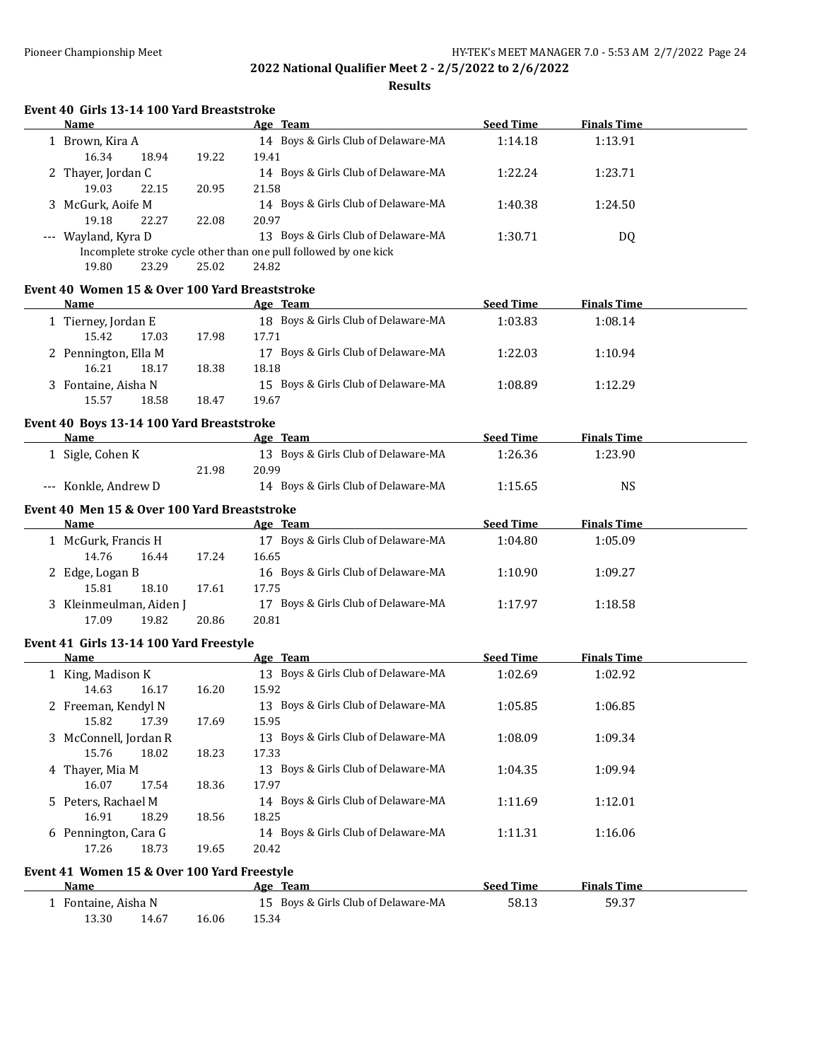## 2022 National Qualifier Meet 2 - 2/5/2022 to 2/6/2022

### Results

#### Event 40 Girls 13-14 100 Yard Breaststroke

| | Name | Age | Team | Seed Time | Finals Time |
|---|---|---|---|---|---|
| 1 | Brown, Kira A | 14 | Boys & Girls Club of Delaware-MA | 1:14.18 | 1:13.91 |
| | 16.34 18.94 19.22 19.41 | | | | |
| 2 | Thayer, Jordan C | 14 | Boys & Girls Club of Delaware-MA | 1:22.24 | 1:23.71 |
| | 19.03 22.15 20.95 21.58 | | | | |
| 3 | McGurk, Aoife M | 14 | Boys & Girls Club of Delaware-MA | 1:40.38 | 1:24.50 |
| | 19.18 22.27 22.08 20.97 | | | | |
| --- | Wayland, Kyra D | 13 | Boys & Girls Club of Delaware-MA | 1:30.71 | DQ |
| | Incomplete stroke cycle other than one pull followed by one kick | | | | |
| | 19.80 23.29 25.02 24.82 | | | | |

#### Event 40 Women 15 & Over 100 Yard Breaststroke

| | Name | Age | Team | Seed Time | Finals Time |
|---|---|---|---|---|---|
| 1 | Tierney, Jordan E | 18 | Boys & Girls Club of Delaware-MA | 1:03.83 | 1:08.14 |
| | 15.42 17.03 17.98 17.71 | | | | |
| 2 | Pennington, Ella M | 17 | Boys & Girls Club of Delaware-MA | 1:22.03 | 1:10.94 |
| | 16.21 18.17 18.38 18.18 | | | | |
| 3 | Fontaine, Aisha N | 15 | Boys & Girls Club of Delaware-MA | 1:08.89 | 1:12.29 |
| | 15.57 18.58 18.47 19.67 | | | | |

#### Event 40 Boys 13-14 100 Yard Breaststroke

| | Name | Age | Team | Seed Time | Finals Time |
|---|---|---|---|---|---|
| 1 | Sigle, Cohen K | 13 | Boys & Girls Club of Delaware-MA | 1:26.36 | 1:23.90 |
| | 21.98 20.99 | | | | |
| --- | Konkle, Andrew D | 14 | Boys & Girls Club of Delaware-MA | 1:15.65 | NS |

#### Event 40 Men 15 & Over 100 Yard Breaststroke

| | Name | Age | Team | Seed Time | Finals Time |
|---|---|---|---|---|---|
| 1 | McGurk, Francis H | 17 | Boys & Girls Club of Delaware-MA | 1:04.80 | 1:05.09 |
| | 14.76 16.44 17.24 16.65 | | | | |
| 2 | Edge, Logan B | 16 | Boys & Girls Club of Delaware-MA | 1:10.90 | 1:09.27 |
| | 15.81 18.10 17.61 17.75 | | | | |
| 3 | Kleinmeulman, Aiden J | 17 | Boys & Girls Club of Delaware-MA | 1:17.97 | 1:18.58 |
| | 17.09 19.82 20.86 20.81 | | | | |

#### Event 41 Girls 13-14 100 Yard Freestyle

| | Name | Age | Team | Seed Time | Finals Time |
|---|---|---|---|---|---|
| 1 | King, Madison K | 13 | Boys & Girls Club of Delaware-MA | 1:02.69 | 1:02.92 |
| | 14.63 16.17 16.20 15.92 | | | | |
| 2 | Freeman, Kendyl N | 13 | Boys & Girls Club of Delaware-MA | 1:05.85 | 1:06.85 |
| | 15.82 17.39 17.69 15.95 | | | | |
| 3 | McConnell, Jordan R | 13 | Boys & Girls Club of Delaware-MA | 1:08.09 | 1:09.34 |
| | 15.76 18.02 18.23 17.33 | | | | |
| 4 | Thayer, Mia M | 13 | Boys & Girls Club of Delaware-MA | 1:04.35 | 1:09.94 |
| | 16.07 17.54 18.36 17.97 | | | | |
| 5 | Peters, Rachael M | 14 | Boys & Girls Club of Delaware-MA | 1:11.69 | 1:12.01 |
| | 16.91 18.29 18.56 18.25 | | | | |
| 6 | Pennington, Cara G | 14 | Boys & Girls Club of Delaware-MA | 1:11.31 | 1:16.06 |
| | 17.26 18.73 19.65 20.42 | | | | |

#### Event 41 Women 15 & Over 100 Yard Freestyle

| | Name | Age | Team | Seed Time | Finals Time |
|---|---|---|---|---|---|
| 1 | Fontaine, Aisha N | 15 | Boys & Girls Club of Delaware-MA | 58.13 | 59.37 |
| | 13.30 14.67 16.06 15.34 | | | | |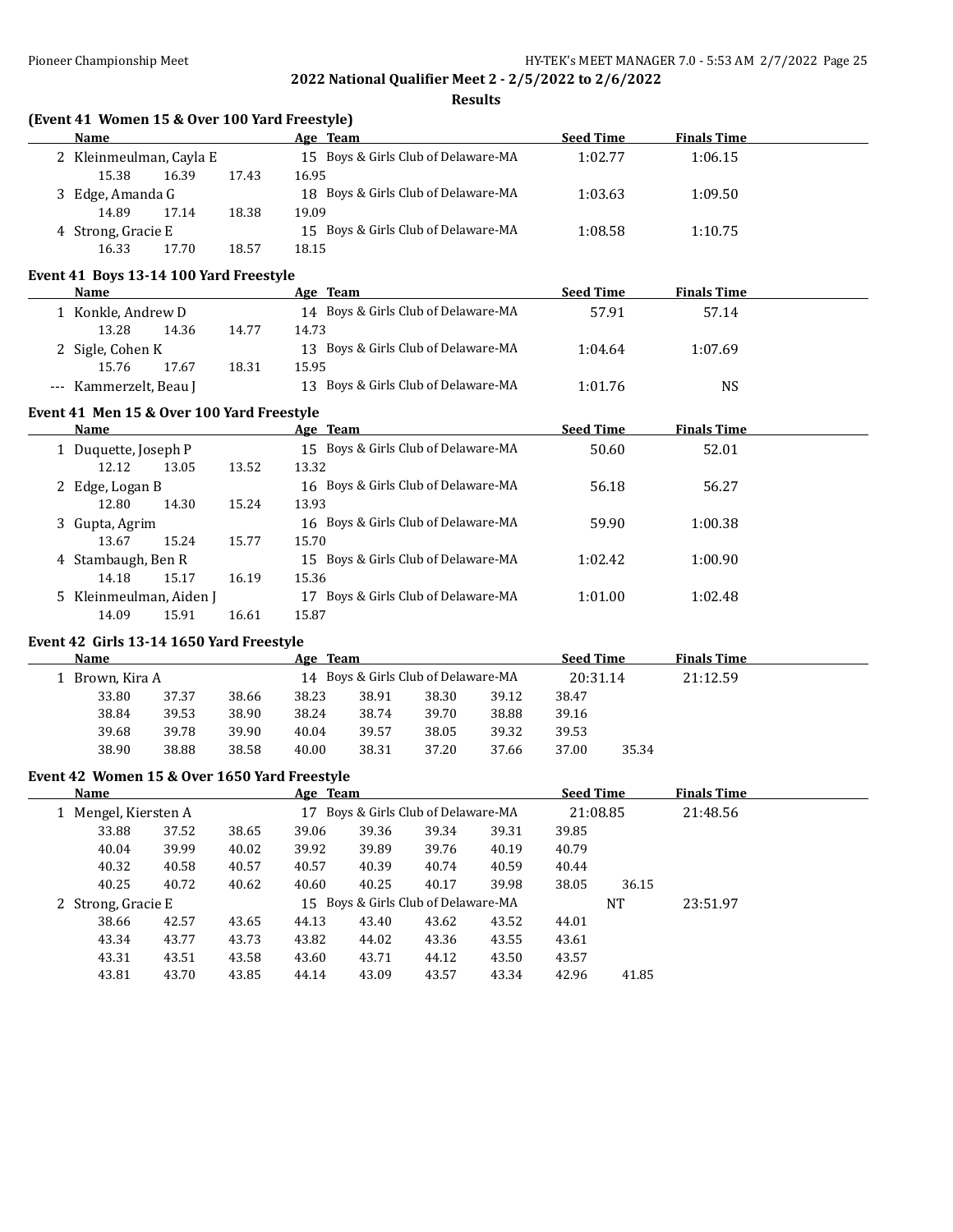## 2022 National Qualifier Meet 2 - 2/5/2022 to 2/6/2022

### Results

### (Event 41 Women 15 & Over 100 Yard Freestyle)

| | Name | Age | Team | Seed Time | Finals Time |
|---|---|---|---|---|---|
| 2 | Kleinmeulman, Cayla E | 15 | Boys & Girls Club of Delaware-MA | 1:02.77 | 1:06.15 |
| | 15.38 16.39 17.43 16.95 | | | | |
| 3 | Edge, Amanda G | 18 | Boys & Girls Club of Delaware-MA | 1:03.63 | 1:09.50 |
| | 14.89 17.14 18.38 19.09 | | | | |
| 4 | Strong, Gracie E | 15 | Boys & Girls Club of Delaware-MA | 1:08.58 | 1:10.75 |
| | 16.33 17.70 18.57 18.15 | | | | |

### Event 41 Boys 13-14 100 Yard Freestyle

| | Name | Age | Team | Seed Time | Finals Time |
|---|---|---|---|---|---|
| 1 | Konkle, Andrew D | 14 | Boys & Girls Club of Delaware-MA | 57.91 | 57.14 |
| | 13.28 14.36 14.77 14.73 | | | | |
| 2 | Sigle, Cohen K | 13 | Boys & Girls Club of Delaware-MA | 1:04.64 | 1:07.69 |
| | 15.76 17.67 18.31 15.95 | | | | |
| --- | Kammerzelt, Beau J | 13 | Boys & Girls Club of Delaware-MA | 1:01.76 | NS |

### Event 41 Men 15 & Over 100 Yard Freestyle

| | Name | Age | Team | Seed Time | Finals Time |
|---|---|---|---|---|---|
| 1 | Duquette, Joseph P | 15 | Boys & Girls Club of Delaware-MA | 50.60 | 52.01 |
| | 12.12 13.05 13.52 13.32 | | | | |
| 2 | Edge, Logan B | 16 | Boys & Girls Club of Delaware-MA | 56.18 | 56.27 |
| | 12.80 14.30 15.24 13.93 | | | | |
| 3 | Gupta, Agrim | 16 | Boys & Girls Club of Delaware-MA | 59.90 | 1:00.38 |
| | 13.67 15.24 15.77 15.70 | | | | |
| 4 | Stambaugh, Ben R | 15 | Boys & Girls Club of Delaware-MA | 1:02.42 | 1:00.90 |
| | 14.18 15.17 16.19 15.36 | | | | |
| 5 | Kleinmeulman, Aiden J | 17 | Boys & Girls Club of Delaware-MA | 1:01.00 | 1:02.48 |
| | 14.09 15.91 16.61 15.87 | | | | |

### Event 42 Girls 13-14 1650 Yard Freestyle

| | Name | Age | Team | Seed Time | Finals Time |
|---|---|---|---|---|---|
| 1 | Brown, Kira A | 14 | Boys & Girls Club of Delaware-MA | 20:31.14 | 21:12.59 |
| | 33.80 37.37 38.66 38.23 38.91 38.30 39.12 38.47 | | | | |
| | 38.84 39.53 38.90 38.24 38.74 39.70 38.88 39.16 | | | | |
| | 39.68 39.78 39.90 40.04 39.57 38.05 39.32 39.53 | | | | |
| | 38.90 38.88 38.58 40.00 38.31 37.20 37.66 37.00 35.34 | | | | |

### Event 42 Women 15 & Over 1650 Yard Freestyle

| | Name | Age | Team | Seed Time | Finals Time |
|---|---|---|---|---|---|
| 1 | Mengel, Kiersten A | 17 | Boys & Girls Club of Delaware-MA | 21:08.85 | 21:48.56 |
| | 33.88 37.52 38.65 39.06 39.36 39.34 39.31 39.85 | | | | |
| | 40.04 39.99 40.02 39.92 39.89 39.76 40.19 40.79 | | | | |
| | 40.32 40.58 40.57 40.57 40.39 40.74 40.59 40.44 | | | | |
| | 40.25 40.72 40.62 40.60 40.25 40.17 39.98 38.05 36.15 | | | | |
| 2 | Strong, Gracie E | 15 | Boys & Girls Club of Delaware-MA | NT | 23:51.97 |
| | 38.66 42.57 43.65 44.13 43.40 43.62 43.52 44.01 | | | | |
| | 43.34 43.77 43.73 43.82 44.02 43.36 43.55 43.61 | | | | |
| | 43.31 43.51 43.58 43.60 43.71 44.12 43.50 43.57 | | | | |
| | 43.81 43.70 43.85 44.14 43.09 43.57 43.34 42.96 41.85 | | | | |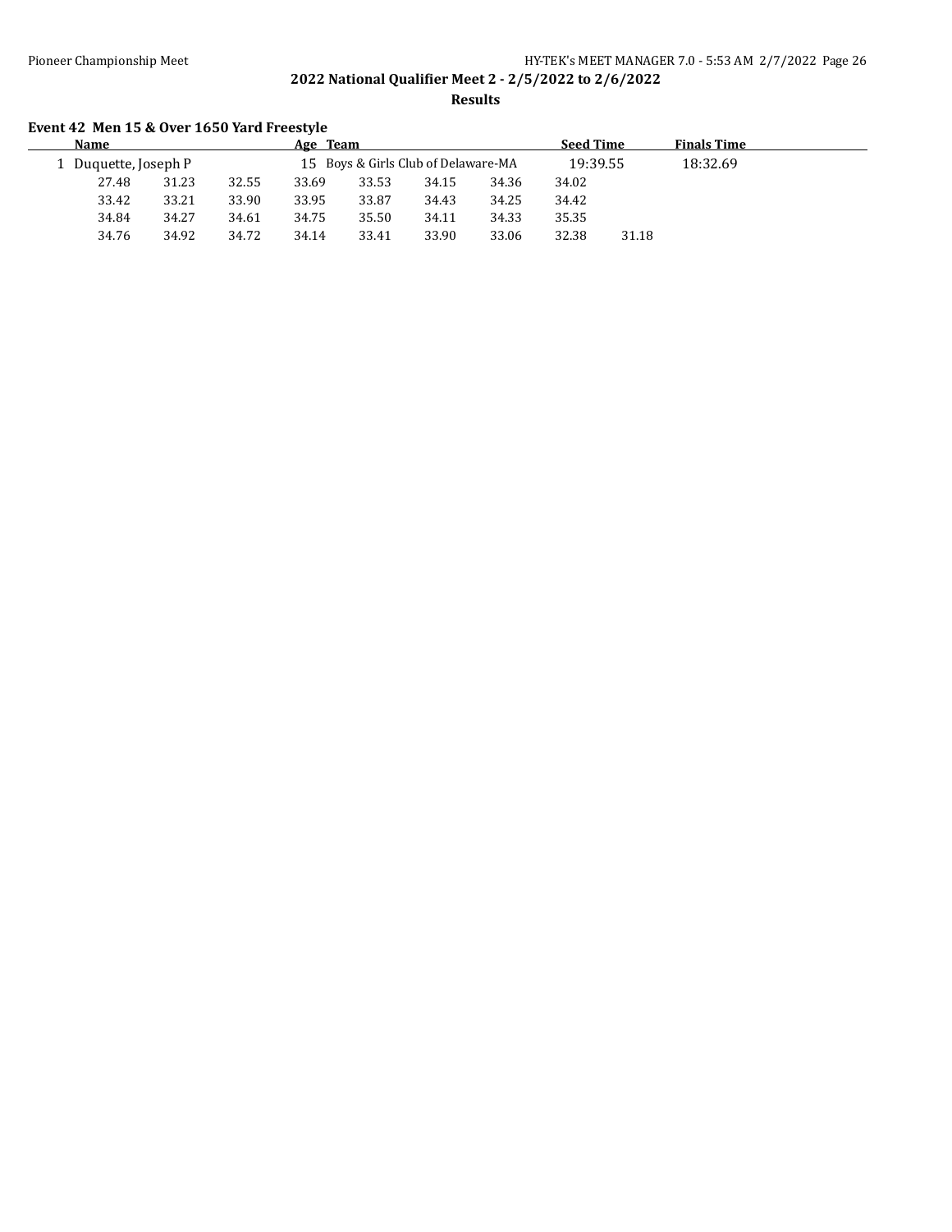## 2022 National Qualifier Meet 2 - 2/5/2022 to 2/6/2022

### Results

#### Event 42 Men 15 & Over 1650 Yard Freestyle

| | Name | Age | Team | Seed Time | Finals Time |
|---|---|---|---|---|---|
| 1 | Duquette, Joseph P | 15 | Boys & Girls Club of Delaware-MA | 19:39.55 | 18:32.69 |

| | | | | | | | | |
|---|---|---|---|---|---|---|---|---|
| 27.48 | 31.23 | 32.55 | 33.69 | 33.53 | 34.15 | 34.36 | 34.02 | |
| 33.42 | 33.21 | 33.90 | 33.95 | 33.87 | 34.43 | 34.25 | 34.42 | |
| 34.84 | 34.27 | 34.61 | 34.75 | 35.50 | 34.11 | 34.33 | 35.35 | |
| 34.76 | 34.92 | 34.72 | 34.14 | 33.41 | 33.90 | 33.06 | 32.38 | 31.18 |